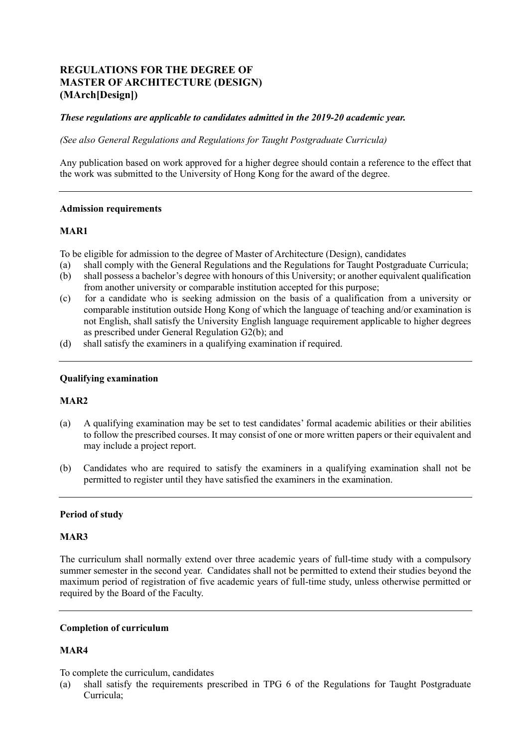# REGULATIONS FOR THE DEGREE OF MASTER OF ARCHITECTURE (DESIGN) (MArch[Design])

***These regulations are applicable to candidates admitted in the 2019-20 academic year.***

*(See also General Regulations and Regulations for Taught Postgraduate Curricula)*

Any publication based on work approved for a higher degree should contain a reference to the effect that the work was submitted to the University of Hong Kong for the award of the degree.

---

**Admission requirements**

**MAR1**

To be eligible for admission to the degree of Master of Architecture (Design), candidates

(a) shall comply with the General Regulations and the Regulations for Taught Postgraduate Curricula;
(b) shall possess a bachelor's degree with honours of this University; or another equivalent qualification from another university or comparable institution accepted for this purpose;
(c) for a candidate who is seeking admission on the basis of a qualification from a university or comparable institution outside Hong Kong of which the language of teaching and/or examination is not English, shall satisfy the University English language requirement applicable to higher degrees as prescribed under General Regulation G2(b); and
(d) shall satisfy the examiners in a qualifying examination if required.

---

**Qualifying examination**

**MAR2**

(a) A qualifying examination may be set to test candidates' formal academic abilities or their abilities to follow the prescribed courses. It may consist of one or more written papers or their equivalent and may include a project report.

(b) Candidates who are required to satisfy the examiners in a qualifying examination shall not be permitted to register until they have satisfied the examiners in the examination.

---

**Period of study**

**MAR3**

The curriculum shall normally extend over three academic years of full-time study with a compulsory summer semester in the second year. Candidates shall not be permitted to extend their studies beyond the maximum period of registration of five academic years of full-time study, unless otherwise permitted or required by the Board of the Faculty.

---

**Completion of curriculum**

**MAR4**

To complete the curriculum, candidates

(a) shall satisfy the requirements prescribed in TPG 6 of the Regulations for Taught Postgraduate Curricula;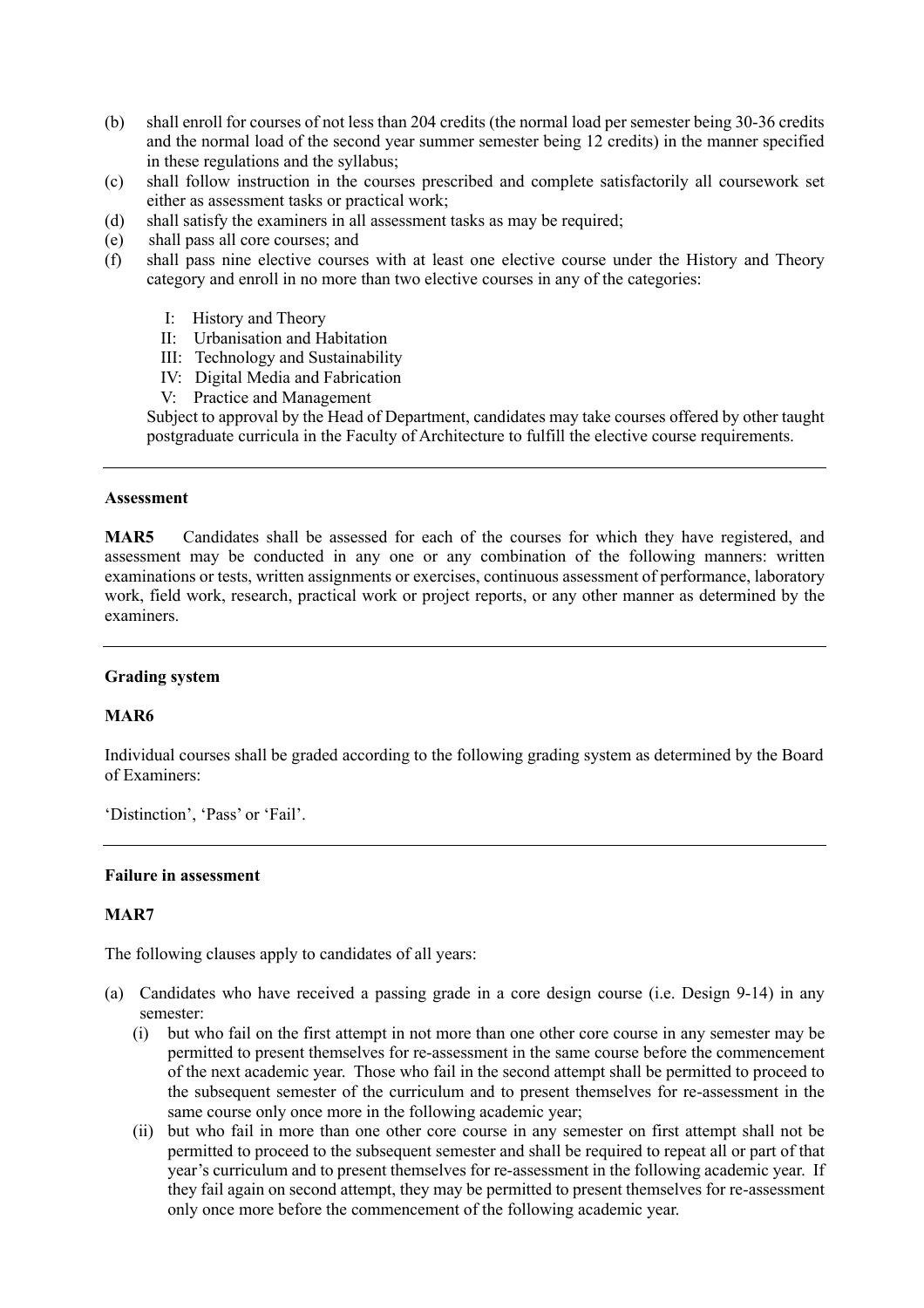(b) shall enroll for courses of not less than 204 credits (the normal load per semester being 30-36 credits and the normal load of the second year summer semester being 12 credits) in the manner specified in these regulations and the syllabus;

(c) shall follow instruction in the courses prescribed and complete satisfactorily all coursework set either as assessment tasks or practical work;

(d) shall satisfy the examiners in all assessment tasks as may be required;

(e) shall pass all core courses; and

(f) shall pass nine elective courses with at least one elective course under the History and Theory category and enroll in no more than two elective courses in any of the categories:

   I: History and Theory
   II: Urbanisation and Habitation
   III: Technology and Sustainability
   IV: Digital Media and Fabrication
   V: Practice and Management

   Subject to approval by the Head of Department, candidates may take courses offered by other taught postgraduate curricula in the Faculty of Architecture to fulfill the elective course requirements.

---

**Assessment**

**MAR5** Candidates shall be assessed for each of the courses for which they have registered, and assessment may be conducted in any one or any combination of the following manners: written examinations or tests, written assignments or exercises, continuous assessment of performance, laboratory work, field work, research, practical work or project reports, or any other manner as determined by the examiners.

---

**Grading system**

**MAR6**

Individual courses shall be graded according to the following grading system as determined by the Board of Examiners:

'Distinction', 'Pass' or 'Fail'.

---

**Failure in assessment**

**MAR7**

The following clauses apply to candidates of all years:

(a) Candidates who have received a passing grade in a core design course (i.e. Design 9-14) in any semester:

   (i) but who fail on the first attempt in not more than one other core course in any semester may be permitted to present themselves for re-assessment in the same course before the commencement of the next academic year. Those who fail in the second attempt shall be permitted to proceed to the subsequent semester of the curriculum and to present themselves for re-assessment in the same course only once more in the following academic year;

   (ii) but who fail in more than one other core course in any semester on first attempt shall not be permitted to proceed to the subsequent semester and shall be required to repeat all or part of that year's curriculum and to present themselves for re-assessment in the following academic year. If they fail again on second attempt, they may be permitted to present themselves for re-assessment only once more before the commencement of the following academic year.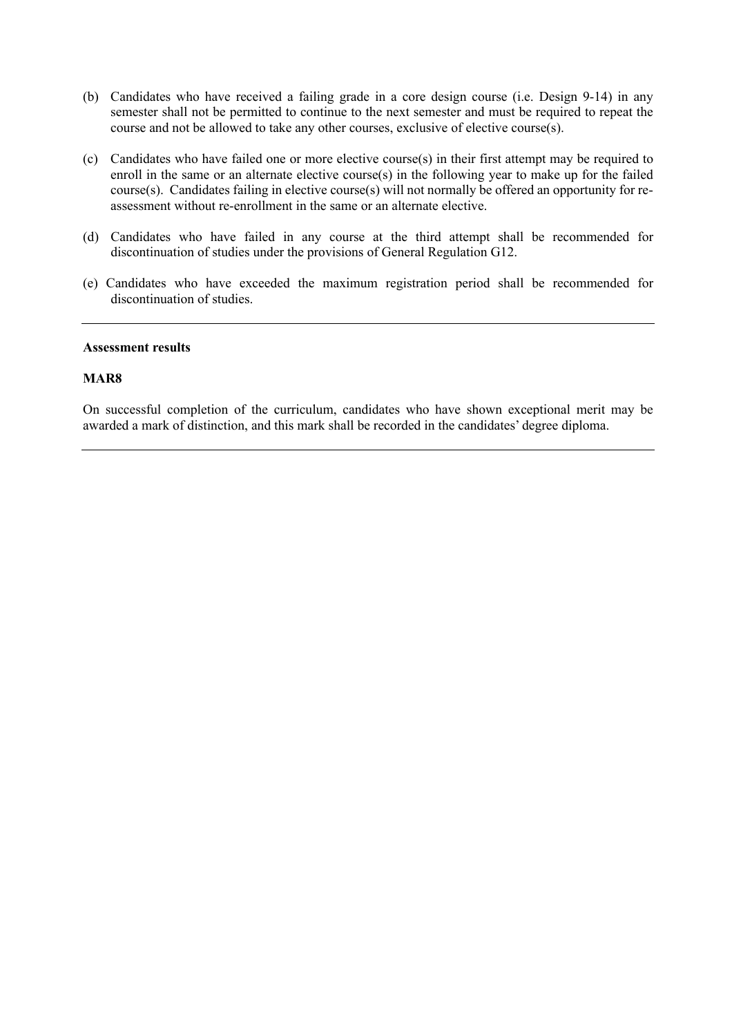(b) Candidates who have received a failing grade in a core design course (i.e. Design 9-14) in any semester shall not be permitted to continue to the next semester and must be required to repeat the course and not be allowed to take any other courses, exclusive of elective course(s).

(c) Candidates who have failed one or more elective course(s) in their first attempt may be required to enroll in the same or an alternate elective course(s) in the following year to make up for the failed course(s). Candidates failing in elective course(s) will not normally be offered an opportunity for re-assessment without re-enrollment in the same or an alternate elective.

(d) Candidates who have failed in any course at the third attempt shall be recommended for discontinuation of studies under the provisions of General Regulation G12.

(e) Candidates who have exceeded the maximum registration period shall be recommended for discontinuation of studies.

---

**Assessment results**

**MAR8**

On successful completion of the curriculum, candidates who have shown exceptional merit may be awarded a mark of distinction, and this mark shall be recorded in the candidates' degree diploma.

---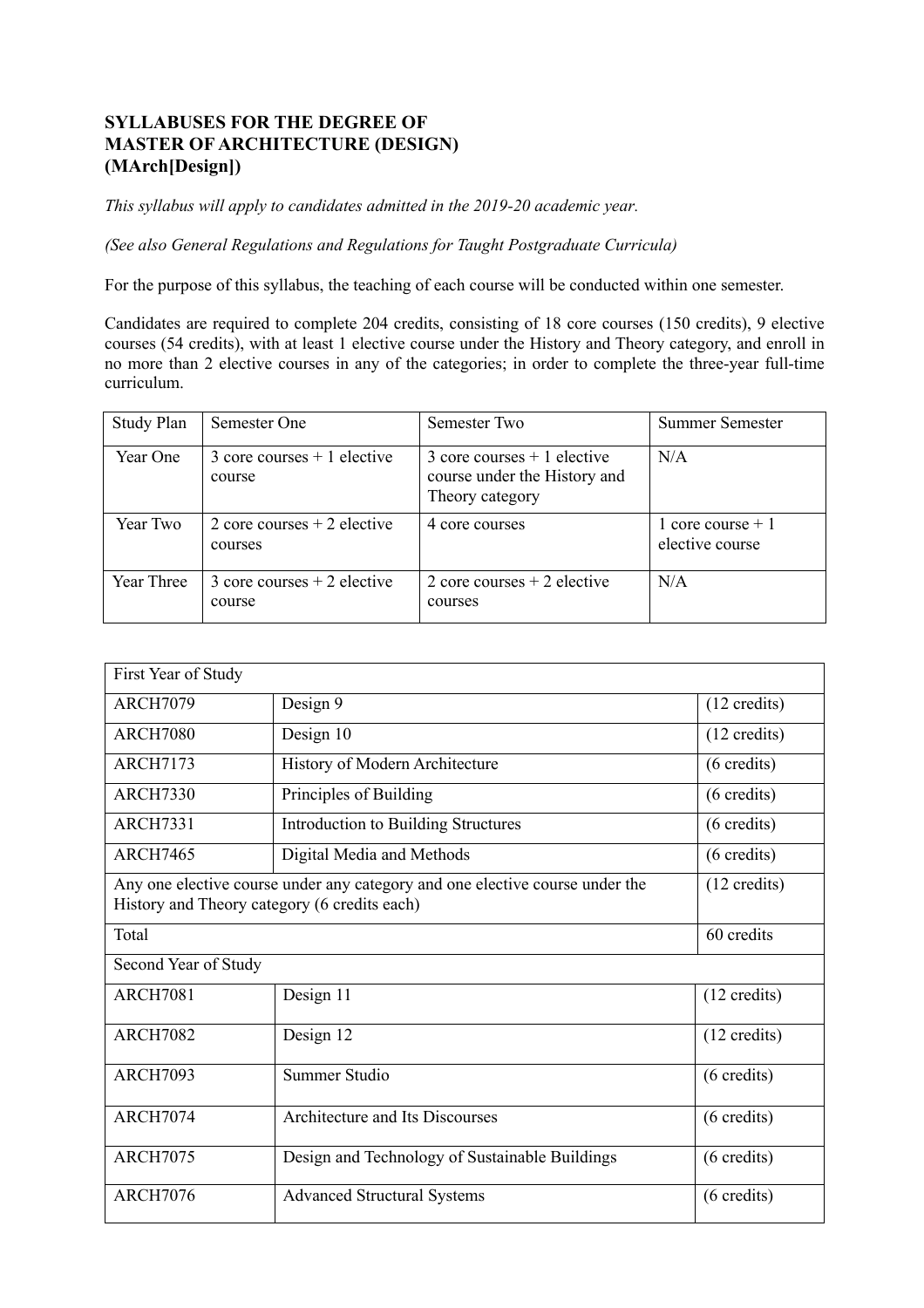**SYLLABUSES FOR THE DEGREE OF**
**MASTER OF ARCHITECTURE (DESIGN)**
**(MArch[Design])**

*This syllabus will apply to candidates admitted in the 2019-20 academic year.*

*(See also General Regulations and Regulations for Taught Postgraduate Curricula)*

For the purpose of this syllabus, the teaching of each course will be conducted within one semester.

Candidates are required to complete 204 credits, consisting of 18 core courses (150 credits), 9 elective courses (54 credits), with at least 1 elective course under the History and Theory category, and enroll in no more than 2 elective courses in any of the categories; in order to complete the three-year full-time curriculum.

| Study Plan | Semester One | Semester Two | Summer Semester |
|---|---|---|---|
| Year One | 3 core courses + 1 elective course | 3 core courses + 1 elective course under the History and Theory category | N/A |
| Year Two | 2 core courses + 2 elective courses | 4 core courses | 1 core course + 1 elective course |
| Year Three | 3 core courses + 2 elective course | 2 core courses + 2 elective courses | N/A |

| First Year of Study | | |
|---|---|---|
| ARCH7079 | Design 9 | (12 credits) |
| ARCH7080 | Design 10 | (12 credits) |
| ARCH7173 | History of Modern Architecture | (6 credits) |
| ARCH7330 | Principles of Building | (6 credits) |
| ARCH7331 | Introduction to Building Structures | (6 credits) |
| ARCH7465 | Digital Media and Methods | (6 credits) |
| Any one elective course under any category and one elective course under the History and Theory category (6 credits each) | | (12 credits) |
| Total | | 60 credits |
| Second Year of Study | | |
| ARCH7081 | Design 11 | (12 credits) |
| ARCH7082 | Design 12 | (12 credits) |
| ARCH7093 | Summer Studio | (6 credits) |
| ARCH7074 | Architecture and Its Discourses | (6 credits) |
| ARCH7075 | Design and Technology of Sustainable Buildings | (6 credits) |
| ARCH7076 | Advanced Structural Systems | (6 credits) |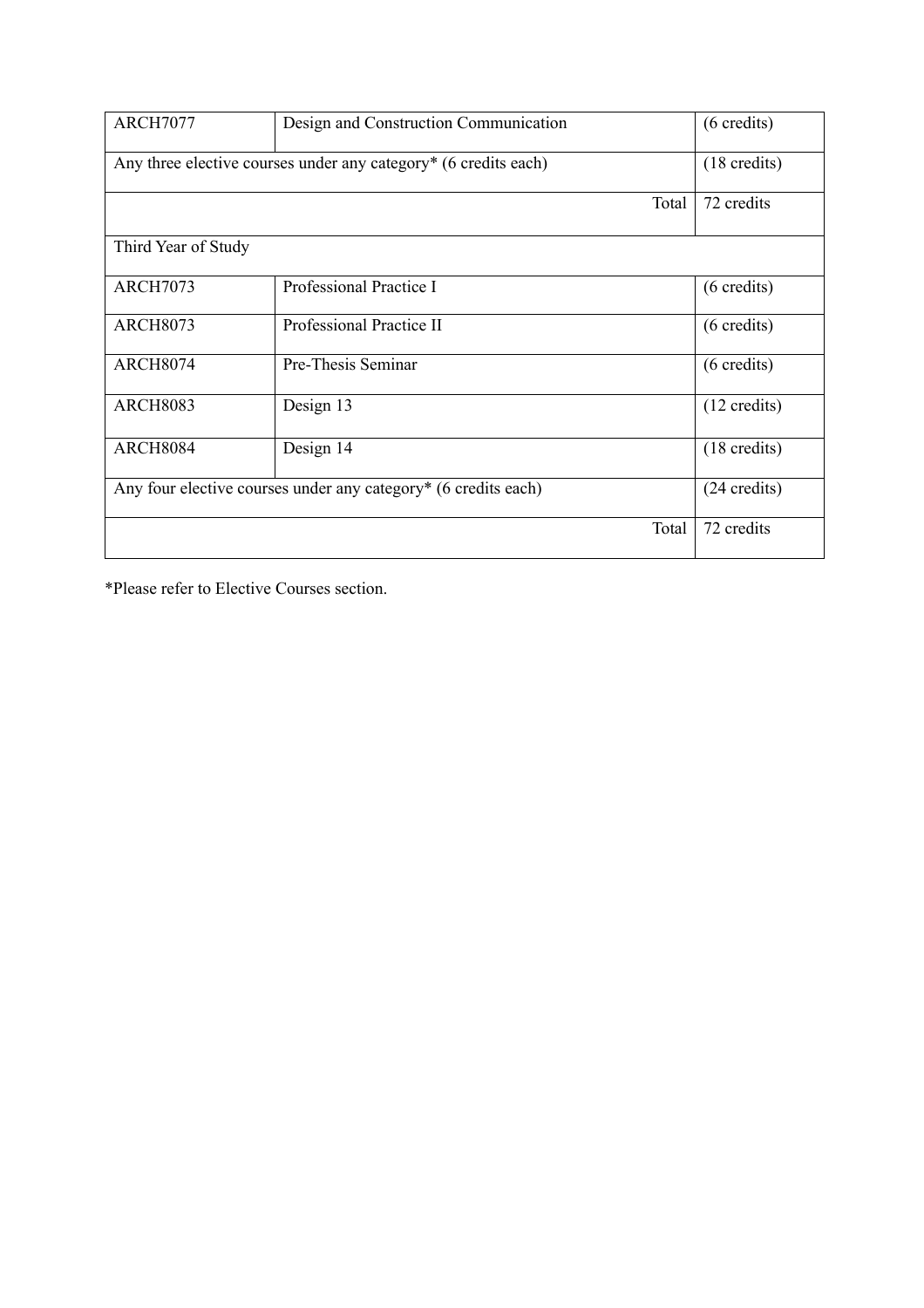| ARCH7077 | Design and Construction Communication | (6 credits) |
|---|---|---|
| Any three elective courses under any category* (6 credits each) | | (18 credits) |
| | Total | 72 credits |
| Third Year of Study | | |
| ARCH7073 | Professional Practice I | (6 credits) |
| ARCH8073 | Professional Practice II | (6 credits) |
| ARCH8074 | Pre-Thesis Seminar | (6 credits) |
| ARCH8083 | Design 13 | (12 credits) |
| ARCH8084 | Design 14 | (18 credits) |
| Any four elective courses under any category* (6 credits each) | | (24 credits) |
| | Total | 72 credits |

*Please refer to Elective Courses section.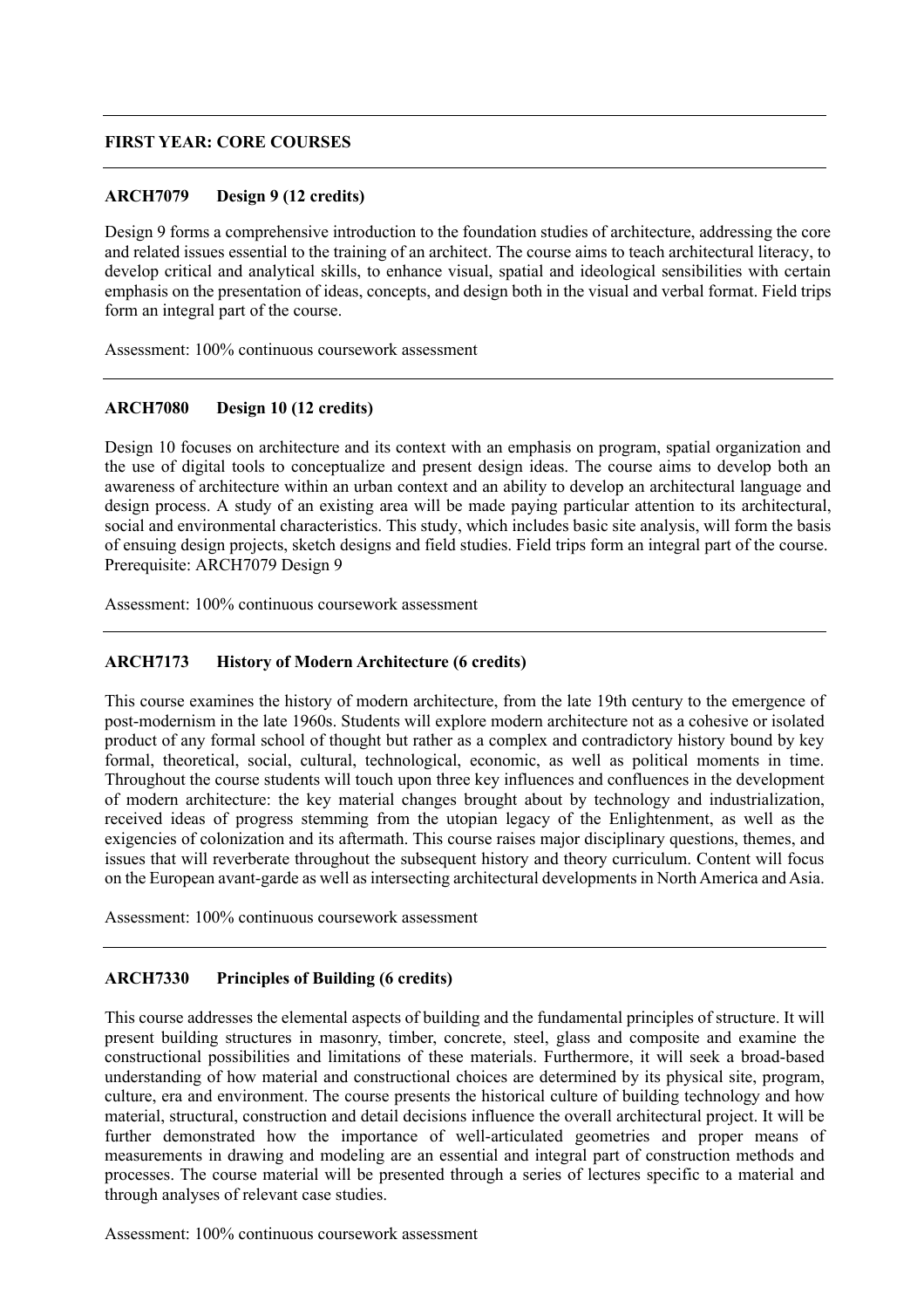---

## FIRST YEAR: CORE COURSES

---

### ARCH7079 Design 9 (12 credits)

Design 9 forms a comprehensive introduction to the foundation studies of architecture, addressing the core and related issues essential to the training of an architect. The course aims to teach architectural literacy, to develop critical and analytical skills, to enhance visual, spatial and ideological sensibilities with certain emphasis on the presentation of ideas, concepts, and design both in the visual and verbal format. Field trips form an integral part of the course.

Assessment: 100% continuous coursework assessment

---

### ARCH7080 Design 10 (12 credits)

Design 10 focuses on architecture and its context with an emphasis on program, spatial organization and the use of digital tools to conceptualize and present design ideas. The course aims to develop both an awareness of architecture within an urban context and an ability to develop an architectural language and design process. A study of an existing area will be made paying particular attention to its architectural, social and environmental characteristics. This study, which includes basic site analysis, will form the basis of ensuing design projects, sketch designs and field studies. Field trips form an integral part of the course.
Prerequisite: ARCH7079 Design 9

Assessment: 100% continuous coursework assessment

---

### ARCH7173 History of Modern Architecture (6 credits)

This course examines the history of modern architecture, from the late 19th century to the emergence of post-modernism in the late 1960s. Students will explore modern architecture not as a cohesive or isolated product of any formal school of thought but rather as a complex and contradictory history bound by key formal, theoretical, social, cultural, technological, economic, as well as political moments in time. Throughout the course students will touch upon three key influences and confluences in the development of modern architecture: the key material changes brought about by technology and industrialization, received ideas of progress stemming from the utopian legacy of the Enlightenment, as well as the exigencies of colonization and its aftermath. This course raises major disciplinary questions, themes, and issues that will reverberate throughout the subsequent history and theory curriculum. Content will focus on the European avant-garde as well as intersecting architectural developments in North America and Asia.

Assessment: 100% continuous coursework assessment

---

### ARCH7330 Principles of Building (6 credits)

This course addresses the elemental aspects of building and the fundamental principles of structure. It will present building structures in masonry, timber, concrete, steel, glass and composite and examine the constructional possibilities and limitations of these materials. Furthermore, it will seek a broad-based understanding of how material and constructional choices are determined by its physical site, program, culture, era and environment. The course presents the historical culture of building technology and how material, structural, construction and detail decisions influence the overall architectural project. It will be further demonstrated how the importance of well-articulated geometries and proper means of measurements in drawing and modeling are an essential and integral part of construction methods and processes. The course material will be presented through a series of lectures specific to a material and through analyses of relevant case studies.

Assessment: 100% continuous coursework assessment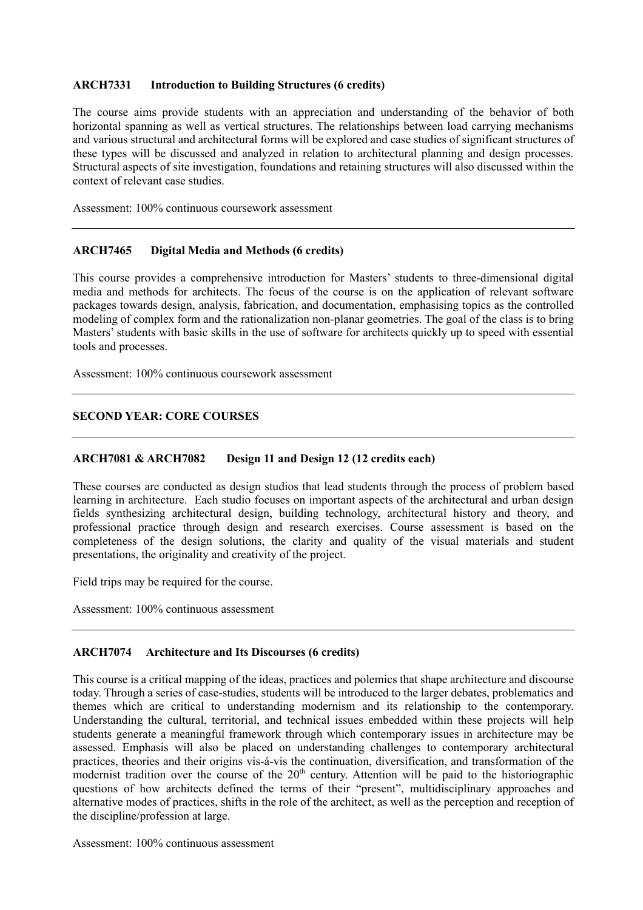### ARCH7331 Introduction to Building Structures (6 credits)

The course aims provide students with an appreciation and understanding of the behavior of both horizontal spanning as well as vertical structures. The relationships between load carrying mechanisms and various structural and architectural forms will be explored and case studies of significant structures of these types will be discussed and analyzed in relation to architectural planning and design processes. Structural aspects of site investigation, foundations and retaining structures will also discussed within the context of relevant case studies.

Assessment: 100% continuous coursework assessment

---

### ARCH7465 Digital Media and Methods (6 credits)

This course provides a comprehensive introduction for Masters' students to three-dimensional digital media and methods for architects. The focus of the course is on the application of relevant software packages towards design, analysis, fabrication, and documentation, emphasising topics as the controlled modeling of complex form and the rationalization non-planar geometries. The goal of the class is to bring Masters' students with basic skills in the use of software for architects quickly up to speed with essential tools and processes.

Assessment: 100% continuous coursework assessment

---

## SECOND YEAR: CORE COURSES

---

### ARCH7081 & ARCH7082 Design 11 and Design 12 (12 credits each)

These courses are conducted as design studios that lead students through the process of problem based learning in architecture. Each studio focuses on important aspects of the architectural and urban design fields synthesizing architectural design, building technology, architectural history and theory, and professional practice through design and research exercises. Course assessment is based on the completeness of the design solutions, the clarity and quality of the visual materials and student presentations, the originality and creativity of the project.

Field trips may be required for the course.

Assessment: 100% continuous assessment

---

### ARCH7074 Architecture and Its Discourses (6 credits)

This course is a critical mapping of the ideas, practices and polemics that shape architecture and discourse today. Through a series of case-studies, students will be introduced to the larger debates, problematics and themes which are critical to understanding modernism and its relationship to the contemporary. Understanding the cultural, territorial, and technical issues embedded within these projects will help students generate a meaningful framework through which contemporary issues in architecture may be assessed. Emphasis will also be placed on understanding challenges to contemporary architectural practices, theories and their origins vis-á-vis the continuation, diversification, and transformation of the modernist tradition over the course of the 20th century. Attention will be paid to the historiographic questions of how architects defined the terms of their "present", multidisciplinary approaches and alternative modes of practices, shifts in the role of the architect, as well as the perception and reception of the discipline/profession at large.

Assessment: 100% continuous assessment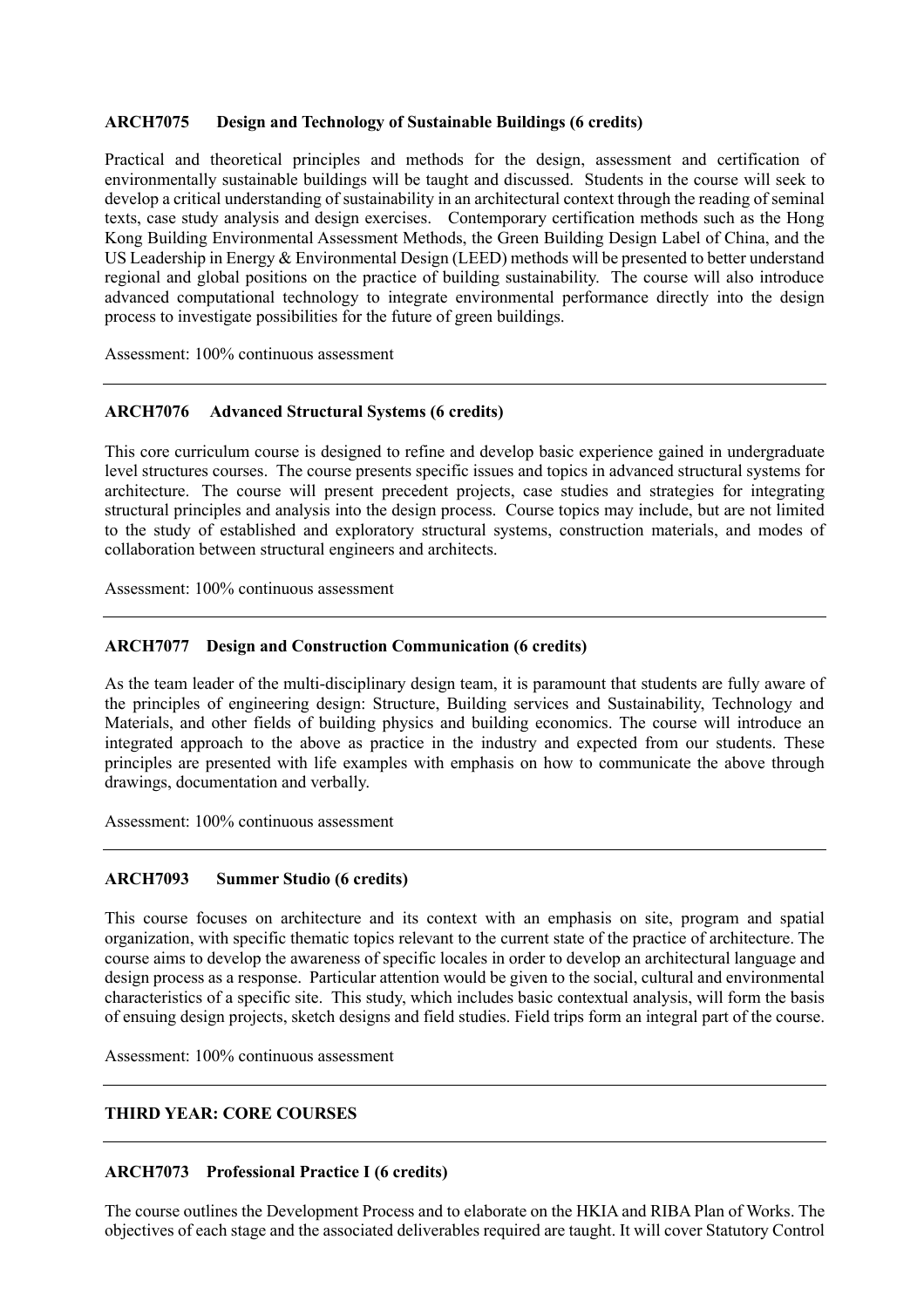### ARCH7075 Design and Technology of Sustainable Buildings (6 credits)

Practical and theoretical principles and methods for the design, assessment and certification of environmentally sustainable buildings will be taught and discussed. Students in the course will seek to develop a critical understanding of sustainability in an architectural context through the reading of seminal texts, case study analysis and design exercises. Contemporary certification methods such as the Hong Kong Building Environmental Assessment Methods, the Green Building Design Label of China, and the US Leadership in Energy & Environmental Design (LEED) methods will be presented to better understand regional and global positions on the practice of building sustainability. The course will also introduce advanced computational technology to integrate environmental performance directly into the design process to investigate possibilities for the future of green buildings.

Assessment: 100% continuous assessment

---

### ARCH7076 Advanced Structural Systems (6 credits)

This core curriculum course is designed to refine and develop basic experience gained in undergraduate level structures courses. The course presents specific issues and topics in advanced structural systems for architecture. The course will present precedent projects, case studies and strategies for integrating structural principles and analysis into the design process. Course topics may include, but are not limited to the study of established and exploratory structural systems, construction materials, and modes of collaboration between structural engineers and architects.

Assessment: 100% continuous assessment

---

### ARCH7077 Design and Construction Communication (6 credits)

As the team leader of the multi-disciplinary design team, it is paramount that students are fully aware of the principles of engineering design: Structure, Building services and Sustainability, Technology and Materials, and other fields of building physics and building economics. The course will introduce an integrated approach to the above as practice in the industry and expected from our students. These principles are presented with life examples with emphasis on how to communicate the above through drawings, documentation and verbally.

Assessment: 100% continuous assessment

---

### ARCH7093 Summer Studio (6 credits)

This course focuses on architecture and its context with an emphasis on site, program and spatial organization, with specific thematic topics relevant to the current state of the practice of architecture. The course aims to develop the awareness of specific locales in order to develop an architectural language and design process as a response. Particular attention would be given to the social, cultural and environmental characteristics of a specific site. This study, which includes basic contextual analysis, will form the basis of ensuing design projects, sketch designs and field studies. Field trips form an integral part of the course.

Assessment: 100% continuous assessment

---

## THIRD YEAR: CORE COURSES

---

### ARCH7073 Professional Practice I (6 credits)

The course outlines the Development Process and to elaborate on the HKIA and RIBA Plan of Works. The objectives of each stage and the associated deliverables required are taught. It will cover Statutory Control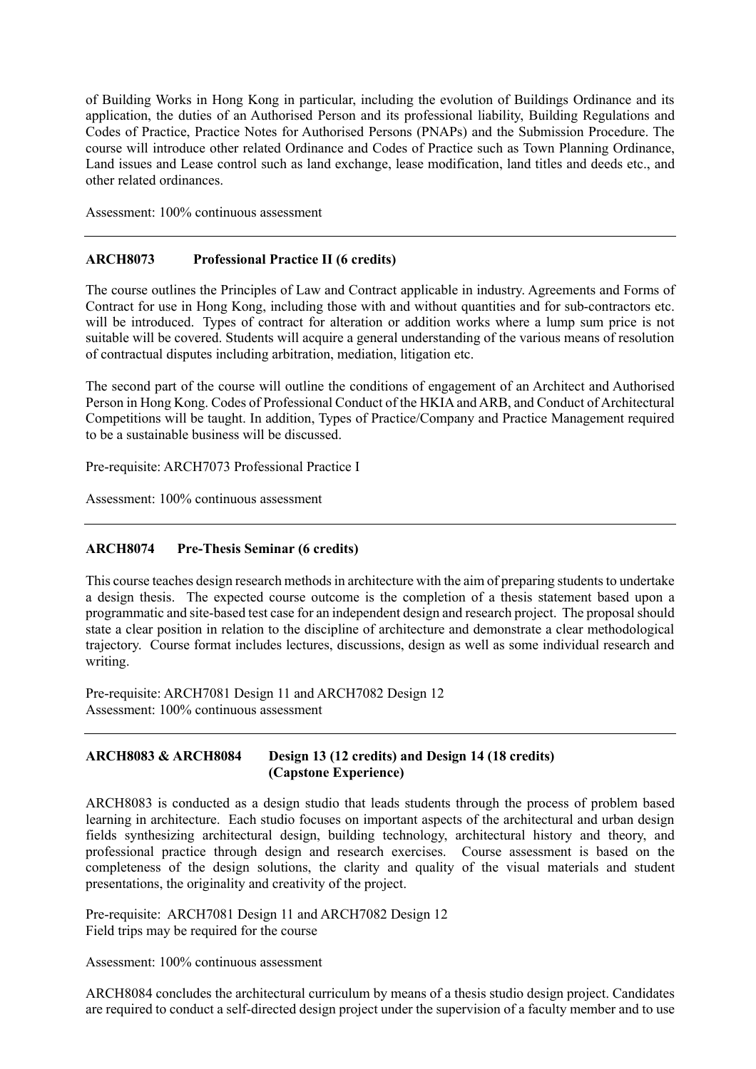of Building Works in Hong Kong in particular, including the evolution of Buildings Ordinance and its application, the duties of an Authorised Person and its professional liability, Building Regulations and Codes of Practice, Practice Notes for Authorised Persons (PNAPs) and the Submission Procedure. The course will introduce other related Ordinance and Codes of Practice such as Town Planning Ordinance, Land issues and Lease control such as land exchange, lease modification, land titles and deeds etc., and other related ordinances.

Assessment: 100% continuous assessment

---

### ARCH8073 Professional Practice II (6 credits)

The course outlines the Principles of Law and Contract applicable in industry. Agreements and Forms of Contract for use in Hong Kong, including those with and without quantities and for sub-contractors etc. will be introduced. Types of contract for alteration or addition works where a lump sum price is not suitable will be covered. Students will acquire a general understanding of the various means of resolution of contractual disputes including arbitration, mediation, litigation etc.

The second part of the course will outline the conditions of engagement of an Architect and Authorised Person in Hong Kong. Codes of Professional Conduct of the HKIA and ARB, and Conduct of Architectural Competitions will be taught. In addition, Types of Practice/Company and Practice Management required to be a sustainable business will be discussed.

Pre-requisite: ARCH7073 Professional Practice I

Assessment: 100% continuous assessment

---

### ARCH8074 Pre-Thesis Seminar (6 credits)

This course teaches design research methods in architecture with the aim of preparing students to undertake a design thesis. The expected course outcome is the completion of a thesis statement based upon a programmatic and site-based test case for an independent design and research project. The proposal should state a clear position in relation to the discipline of architecture and demonstrate a clear methodological trajectory. Course format includes lectures, discussions, design as well as some individual research and writing.

Pre-requisite: ARCH7081 Design 11 and ARCH7082 Design 12
Assessment: 100% continuous assessment

---

### ARCH8083 & ARCH8084 Design 13 (12 credits) and Design 14 (18 credits) (Capstone Experience)

ARCH8083 is conducted as a design studio that leads students through the process of problem based learning in architecture. Each studio focuses on important aspects of the architectural and urban design fields synthesizing architectural design, building technology, architectural history and theory, and professional practice through design and research exercises. Course assessment is based on the completeness of the design solutions, the clarity and quality of the visual materials and student presentations, the originality and creativity of the project.

Pre-requisite: ARCH7081 Design 11 and ARCH7082 Design 12
Field trips may be required for the course

Assessment: 100% continuous assessment

ARCH8084 concludes the architectural curriculum by means of a thesis studio design project. Candidates are required to conduct a self-directed design project under the supervision of a faculty member and to use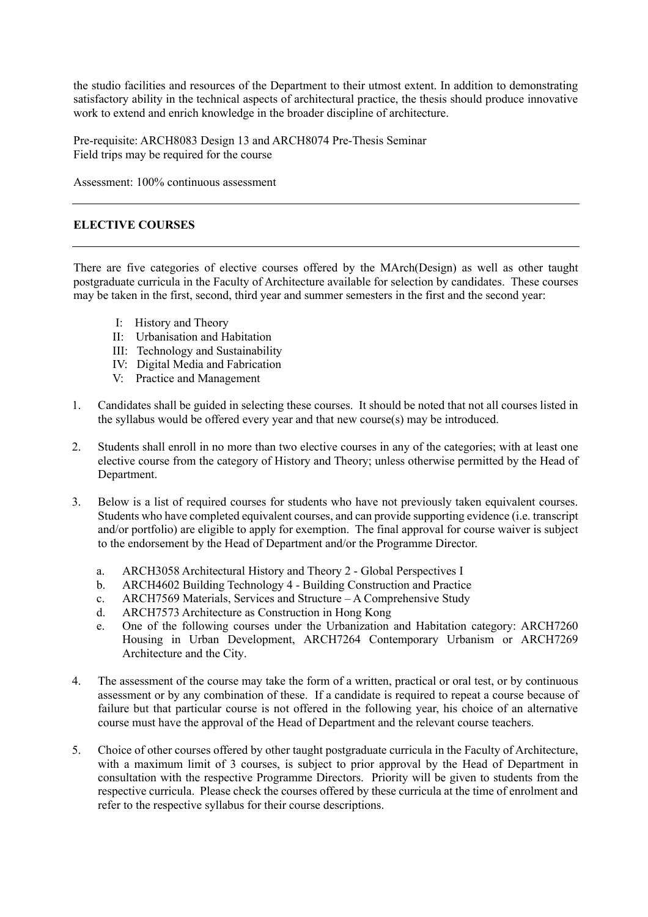the studio facilities and resources of the Department to their utmost extent. In addition to demonstrating satisfactory ability in the technical aspects of architectural practice, the thesis should produce innovative work to extend and enrich knowledge in the broader discipline of architecture.

Pre-requisite: ARCH8083 Design 13 and ARCH8074 Pre-Thesis Seminar
Field trips may be required for the course

Assessment: 100% continuous assessment

---

## ELECTIVE COURSES

---

There are five categories of elective courses offered by the MArch(Design) as well as other taught postgraduate curricula in the Faculty of Architecture available for selection by candidates. These courses may be taken in the first, second, third year and summer semesters in the first and the second year:

- I: History and Theory
- II: Urbanisation and Habitation
- III: Technology and Sustainability
- IV: Digital Media and Fabrication
- V: Practice and Management

1. Candidates shall be guided in selecting these courses. It should be noted that not all courses listed in the syllabus would be offered every year and that new course(s) may be introduced.

2. Students shall enroll in no more than two elective courses in any of the categories; with at least one elective course from the category of History and Theory; unless otherwise permitted by the Head of Department.

3. Below is a list of required courses for students who have not previously taken equivalent courses. Students who have completed equivalent courses, and can provide supporting evidence (i.e. transcript and/or portfolio) are eligible to apply for exemption. The final approval for course waiver is subject to the endorsement by the Head of Department and/or the Programme Director.

   a. ARCH3058 Architectural History and Theory 2 - Global Perspectives I
   b. ARCH4602 Building Technology 4 - Building Construction and Practice
   c. ARCH7569 Materials, Services and Structure – A Comprehensive Study
   d. ARCH7573 Architecture as Construction in Hong Kong
   e. One of the following courses under the Urbanization and Habitation category: ARCH7260 Housing in Urban Development, ARCH7264 Contemporary Urbanism or ARCH7269 Architecture and the City.

4. The assessment of the course may take the form of a written, practical or oral test, or by continuous assessment or by any combination of these. If a candidate is required to repeat a course because of failure but that particular course is not offered in the following year, his choice of an alternative course must have the approval of the Head of Department and the relevant course teachers.

5. Choice of other courses offered by other taught postgraduate curricula in the Faculty of Architecture, with a maximum limit of 3 courses, is subject to prior approval by the Head of Department in consultation with the respective Programme Directors. Priority will be given to students from the respective curricula. Please check the courses offered by these curricula at the time of enrolment and refer to the respective syllabus for their course descriptions.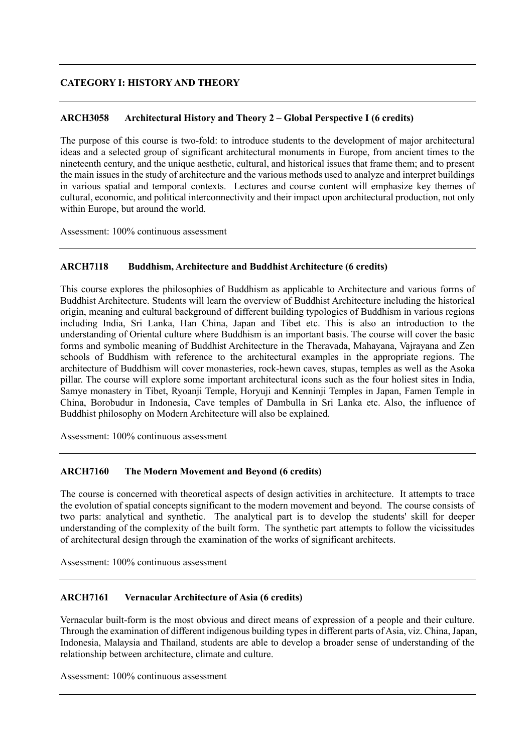## CATEGORY I: HISTORY AND THEORY

### ARCH3058 Architectural History and Theory 2 – Global Perspective I (6 credits)

The purpose of this course is two-fold: to introduce students to the development of major architectural ideas and a selected group of significant architectural monuments in Europe, from ancient times to the nineteenth century, and the unique aesthetic, cultural, and historical issues that frame them; and to present the main issues in the study of architecture and the various methods used to analyze and interpret buildings in various spatial and temporal contexts. Lectures and course content will emphasize key themes of cultural, economic, and political interconnectivity and their impact upon architectural production, not only within Europe, but around the world.

Assessment: 100% continuous assessment

### ARCH7118 Buddhism, Architecture and Buddhist Architecture (6 credits)

This course explores the philosophies of Buddhism as applicable to Architecture and various forms of Buddhist Architecture. Students will learn the overview of Buddhist Architecture including the historical origin, meaning and cultural background of different building typologies of Buddhism in various regions including India, Sri Lanka, Han China, Japan and Tibet etc. This is also an introduction to the understanding of Oriental culture where Buddhism is an important basis. The course will cover the basic forms and symbolic meaning of Buddhist Architecture in the Theravada, Mahayana, Vajrayana and Zen schools of Buddhism with reference to the architectural examples in the appropriate regions. The architecture of Buddhism will cover monasteries, rock-hewn caves, stupas, temples as well as the Asoka pillar. The course will explore some important architectural icons such as the four holiest sites in India, Samye monastery in Tibet, Ryoanji Temple, Horyuji and Kenninji Temples in Japan, Famen Temple in China, Borobudur in Indonesia, Cave temples of Dambulla in Sri Lanka etc. Also, the influence of Buddhist philosophy on Modern Architecture will also be explained.

Assessment: 100% continuous assessment

### ARCH7160 The Modern Movement and Beyond (6 credits)

The course is concerned with theoretical aspects of design activities in architecture. It attempts to trace the evolution of spatial concepts significant to the modern movement and beyond. The course consists of two parts: analytical and synthetic. The analytical part is to develop the students' skill for deeper understanding of the complexity of the built form. The synthetic part attempts to follow the vicissitudes of architectural design through the examination of the works of significant architects.

Assessment: 100% continuous assessment

### ARCH7161 Vernacular Architecture of Asia (6 credits)

Vernacular built-form is the most obvious and direct means of expression of a people and their culture. Through the examination of different indigenous building types in different parts of Asia, viz. China, Japan, Indonesia, Malaysia and Thailand, students are able to develop a broader sense of understanding of the relationship between architecture, climate and culture.

Assessment: 100% continuous assessment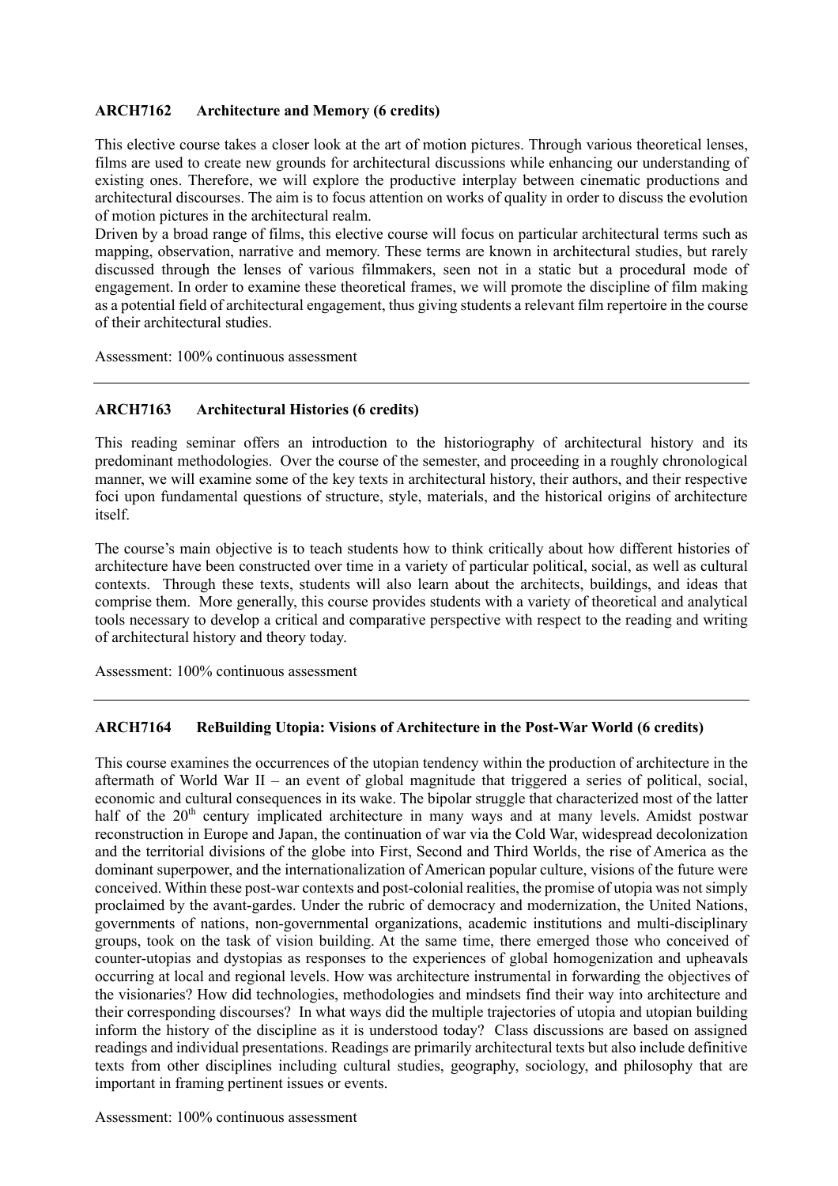### ARCH7162 Architecture and Memory (6 credits)

This elective course takes a closer look at the art of motion pictures. Through various theoretical lenses, films are used to create new grounds for architectural discussions while enhancing our understanding of existing ones. Therefore, we will explore the productive interplay between cinematic productions and architectural discourses. The aim is to focus attention on works of quality in order to discuss the evolution of motion pictures in the architectural realm.
Driven by a broad range of films, this elective course will focus on particular architectural terms such as mapping, observation, narrative and memory. These terms are known in architectural studies, but rarely discussed through the lenses of various filmmakers, seen not in a static but a procedural mode of engagement. In order to examine these theoretical frames, we will promote the discipline of film making as a potential field of architectural engagement, thus giving students a relevant film repertoire in the course of their architectural studies.

Assessment: 100% continuous assessment

---

### ARCH7163 Architectural Histories (6 credits)

This reading seminar offers an introduction to the historiography of architectural history and its predominant methodologies. Over the course of the semester, and proceeding in a roughly chronological manner, we will examine some of the key texts in architectural history, their authors, and their respective foci upon fundamental questions of structure, style, materials, and the historical origins of architecture itself.

The course's main objective is to teach students how to think critically about how different histories of architecture have been constructed over time in a variety of particular political, social, as well as cultural contexts. Through these texts, students will also learn about the architects, buildings, and ideas that comprise them. More generally, this course provides students with a variety of theoretical and analytical tools necessary to develop a critical and comparative perspective with respect to the reading and writing of architectural history and theory today.

Assessment: 100% continuous assessment

---

### ARCH7164 ReBuilding Utopia: Visions of Architecture in the Post-War World (6 credits)

This course examines the occurrences of the utopian tendency within the production of architecture in the aftermath of World War II – an event of global magnitude that triggered a series of political, social, economic and cultural consequences in its wake. The bipolar struggle that characterized most of the latter half of the 20th century implicated architecture in many ways and at many levels. Amidst postwar reconstruction in Europe and Japan, the continuation of war via the Cold War, widespread decolonization and the territorial divisions of the globe into First, Second and Third Worlds, the rise of America as the dominant superpower, and the internationalization of American popular culture, visions of the future were conceived. Within these post-war contexts and post-colonial realities, the promise of utopia was not simply proclaimed by the avant-gardes. Under the rubric of democracy and modernization, the United Nations, governments of nations, non-governmental organizations, academic institutions and multi-disciplinary groups, took on the task of vision building. At the same time, there emerged those who conceived of counter-utopias and dystopias as responses to the experiences of global homogenization and upheavals occurring at local and regional levels. How was architecture instrumental in forwarding the objectives of the visionaries? How did technologies, methodologies and mindsets find their way into architecture and their corresponding discourses? In what ways did the multiple trajectories of utopia and utopian building inform the history of the discipline as it is understood today? Class discussions are based on assigned readings and individual presentations. Readings are primarily architectural texts but also include definitive texts from other disciplines including cultural studies, geography, sociology, and philosophy that are important in framing pertinent issues or events.

Assessment: 100% continuous assessment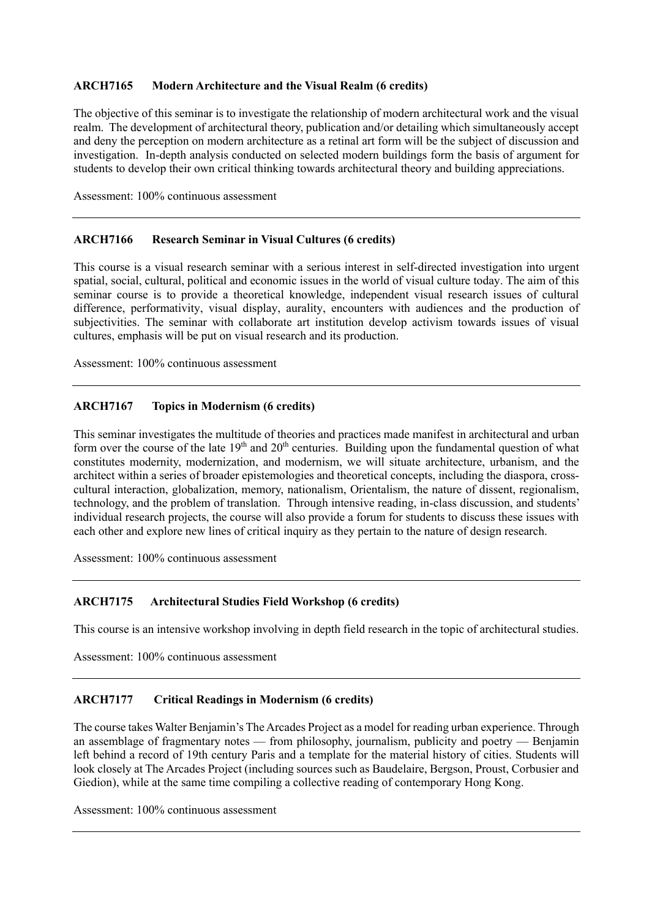### ARCH7165 Modern Architecture and the Visual Realm (6 credits)

The objective of this seminar is to investigate the relationship of modern architectural work and the visual realm. The development of architectural theory, publication and/or detailing which simultaneously accept and deny the perception on modern architecture as a retinal art form will be the subject of discussion and investigation. In-depth analysis conducted on selected modern buildings form the basis of argument for students to develop their own critical thinking towards architectural theory and building appreciations.

Assessment: 100% continuous assessment

---

### ARCH7166 Research Seminar in Visual Cultures (6 credits)

This course is a visual research seminar with a serious interest in self-directed investigation into urgent spatial, social, cultural, political and economic issues in the world of visual culture today. The aim of this seminar course is to provide a theoretical knowledge, independent visual research issues of cultural difference, performativity, visual display, aurality, encounters with audiences and the production of subjectivities. The seminar with collaborate art institution develop activism towards issues of visual cultures, emphasis will be put on visual research and its production.

Assessment: 100% continuous assessment

---

### ARCH7167 Topics in Modernism (6 credits)

This seminar investigates the multitude of theories and practices made manifest in architectural and urban form over the course of the late 19th and 20th centuries. Building upon the fundamental question of what constitutes modernity, modernization, and modernism, we will situate architecture, urbanism, and the architect within a series of broader epistemologies and theoretical concepts, including the diaspora, cross-cultural interaction, globalization, memory, nationalism, Orientalism, the nature of dissent, regionalism, technology, and the problem of translation. Through intensive reading, in-class discussion, and students' individual research projects, the course will also provide a forum for students to discuss these issues with each other and explore new lines of critical inquiry as they pertain to the nature of design research.

Assessment: 100% continuous assessment

---

### ARCH7175 Architectural Studies Field Workshop (6 credits)

This course is an intensive workshop involving in depth field research in the topic of architectural studies.

Assessment: 100% continuous assessment

---

### ARCH7177 Critical Readings in Modernism (6 credits)

The course takes Walter Benjamin's The Arcades Project as a model for reading urban experience. Through an assemblage of fragmentary notes — from philosophy, journalism, publicity and poetry — Benjamin left behind a record of 19th century Paris and a template for the material history of cities. Students will look closely at The Arcades Project (including sources such as Baudelaire, Bergson, Proust, Corbusier and Giedion), while at the same time compiling a collective reading of contemporary Hong Kong.

Assessment: 100% continuous assessment

---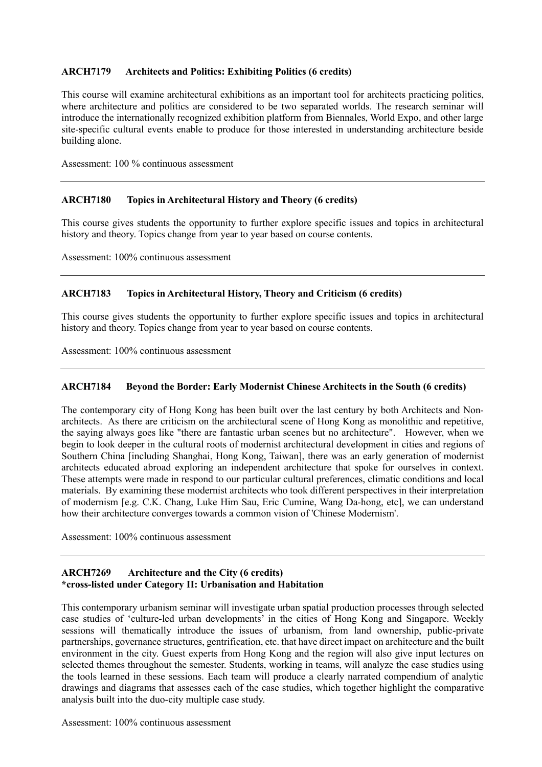**ARCH7179 Architects and Politics: Exhibiting Politics (6 credits)**

This course will examine architectural exhibitions as an important tool for architects practicing politics, where architecture and politics are considered to be two separated worlds. The research seminar will introduce the internationally recognized exhibition platform from Biennales, World Expo, and other large site-specific cultural events enable to produce for those interested in understanding architecture beside building alone.

Assessment: 100 % continuous assessment

---

**ARCH7180 Topics in Architectural History and Theory (6 credits)**

This course gives students the opportunity to further explore specific issues and topics in architectural history and theory. Topics change from year to year based on course contents.

Assessment: 100% continuous assessment

---

**ARCH7183 Topics in Architectural History, Theory and Criticism (6 credits)**

This course gives students the opportunity to further explore specific issues and topics in architectural history and theory. Topics change from year to year based on course contents.

Assessment: 100% continuous assessment

---

**ARCH7184 Beyond the Border: Early Modernist Chinese Architects in the South (6 credits)**

The contemporary city of Hong Kong has been built over the last century by both Architects and Non-architects. As there are criticism on the architectural scene of Hong Kong as monolithic and repetitive, the saying always goes like "there are fantastic urban scenes but no architecture". However, when we begin to look deeper in the cultural roots of modernist architectural development in cities and regions of Southern China [including Shanghai, Hong Kong, Taiwan], there was an early generation of modernist architects educated abroad exploring an independent architecture that spoke for ourselves in context. These attempts were made in respond to our particular cultural preferences, climatic conditions and local materials. By examining these modernist architects who took different perspectives in their interpretation of modernism [e.g. C.K. Chang, Luke Him Sau, Eric Cumine, Wang Da-hong, etc], we can understand how their architecture converges towards a common vision of 'Chinese Modernism'.

Assessment: 100% continuous assessment

---

**ARCH7269 Architecture and the City (6 credits)**
**\*cross-listed under Category II: Urbanisation and Habitation**

This contemporary urbanism seminar will investigate urban spatial production processes through selected case studies of 'culture-led urban developments' in the cities of Hong Kong and Singapore. Weekly sessions will thematically introduce the issues of urbanism, from land ownership, public-private partnerships, governance structures, gentrification, etc. that have direct impact on architecture and the built environment in the city. Guest experts from Hong Kong and the region will also give input lectures on selected themes throughout the semester. Students, working in teams, will analyze the case studies using the tools learned in these sessions. Each team will produce a clearly narrated compendium of analytic drawings and diagrams that assesses each of the case studies, which together highlight the comparative analysis built into the duo-city multiple case study.

Assessment: 100% continuous assessment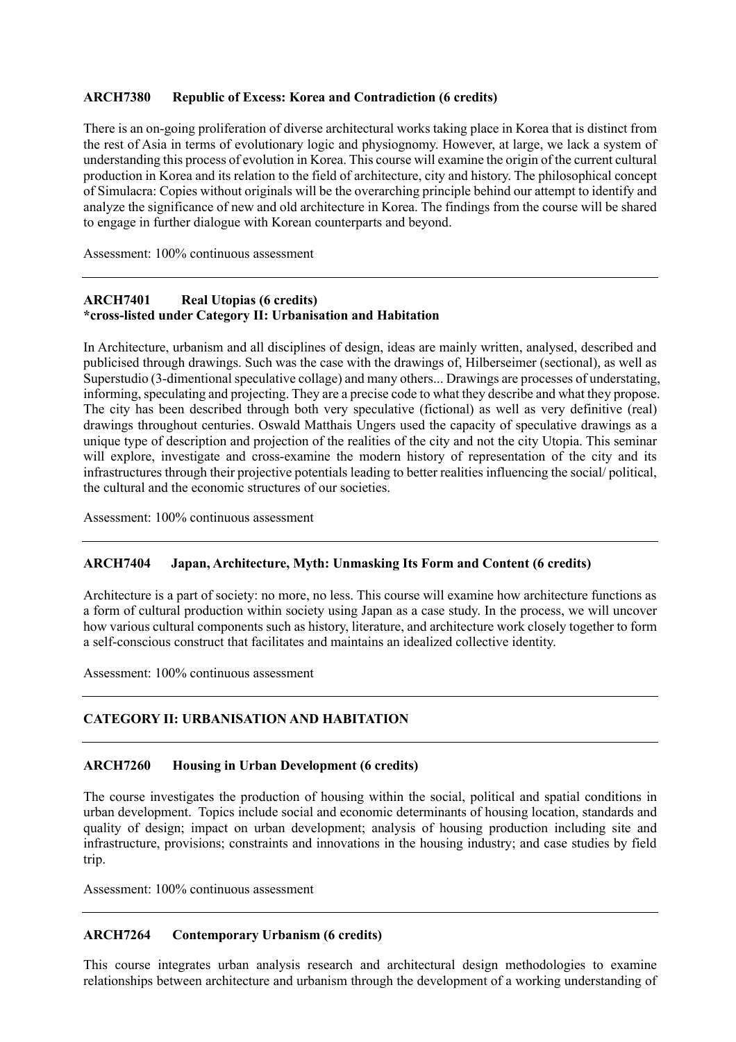**ARCH7380 Republic of Excess: Korea and Contradiction (6 credits)**

There is an on-going proliferation of diverse architectural works taking place in Korea that is distinct from the rest of Asia in terms of evolutionary logic and physiognomy. However, at large, we lack a system of understanding this process of evolution in Korea. This course will examine the origin of the current cultural production in Korea and its relation to the field of architecture, city and history. The philosophical concept of Simulacra: Copies without originals will be the overarching principle behind our attempt to identify and analyze the significance of new and old architecture in Korea. The findings from the course will be shared to engage in further dialogue with Korean counterparts and beyond.

Assessment: 100% continuous assessment

---

**ARCH7401 Real Utopias (6 credits)**
**\*cross-listed under Category II: Urbanisation and Habitation**

In Architecture, urbanism and all disciplines of design, ideas are mainly written, analysed, described and publicised through drawings. Such was the case with the drawings of, Hilberseimer (sectional), as well as Superstudio (3-dimentional speculative collage) and many others... Drawings are processes of understating, informing, speculating and projecting. They are a precise code to what they describe and what they propose. The city has been described through both very speculative (fictional) as well as very definitive (real) drawings throughout centuries. Oswald Matthais Ungers used the capacity of speculative drawings as a unique type of description and projection of the realities of the city and not the city Utopia. This seminar will explore, investigate and cross-examine the modern history of representation of the city and its infrastructures through their projective potentials leading to better realities influencing the social/ political, the cultural and the economic structures of our societies.

Assessment: 100% continuous assessment

---

**ARCH7404 Japan, Architecture, Myth: Unmasking Its Form and Content (6 credits)**

Architecture is a part of society: no more, no less. This course will examine how architecture functions as a form of cultural production within society using Japan as a case study. In the process, we will uncover how various cultural components such as history, literature, and architecture work closely together to form a self-conscious construct that facilitates and maintains an idealized collective identity.

Assessment: 100% continuous assessment

---

**CATEGORY II: URBANISATION AND HABITATION**

---

**ARCH7260 Housing in Urban Development (6 credits)**

The course investigates the production of housing within the social, political and spatial conditions in urban development. Topics include social and economic determinants of housing location, standards and quality of design; impact on urban development; analysis of housing production including site and infrastructure, provisions; constraints and innovations in the housing industry; and case studies by field trip.

Assessment: 100% continuous assessment

---

**ARCH7264 Contemporary Urbanism (6 credits)**

This course integrates urban analysis research and architectural design methodologies to examine relationships between architecture and urbanism through the development of a working understanding of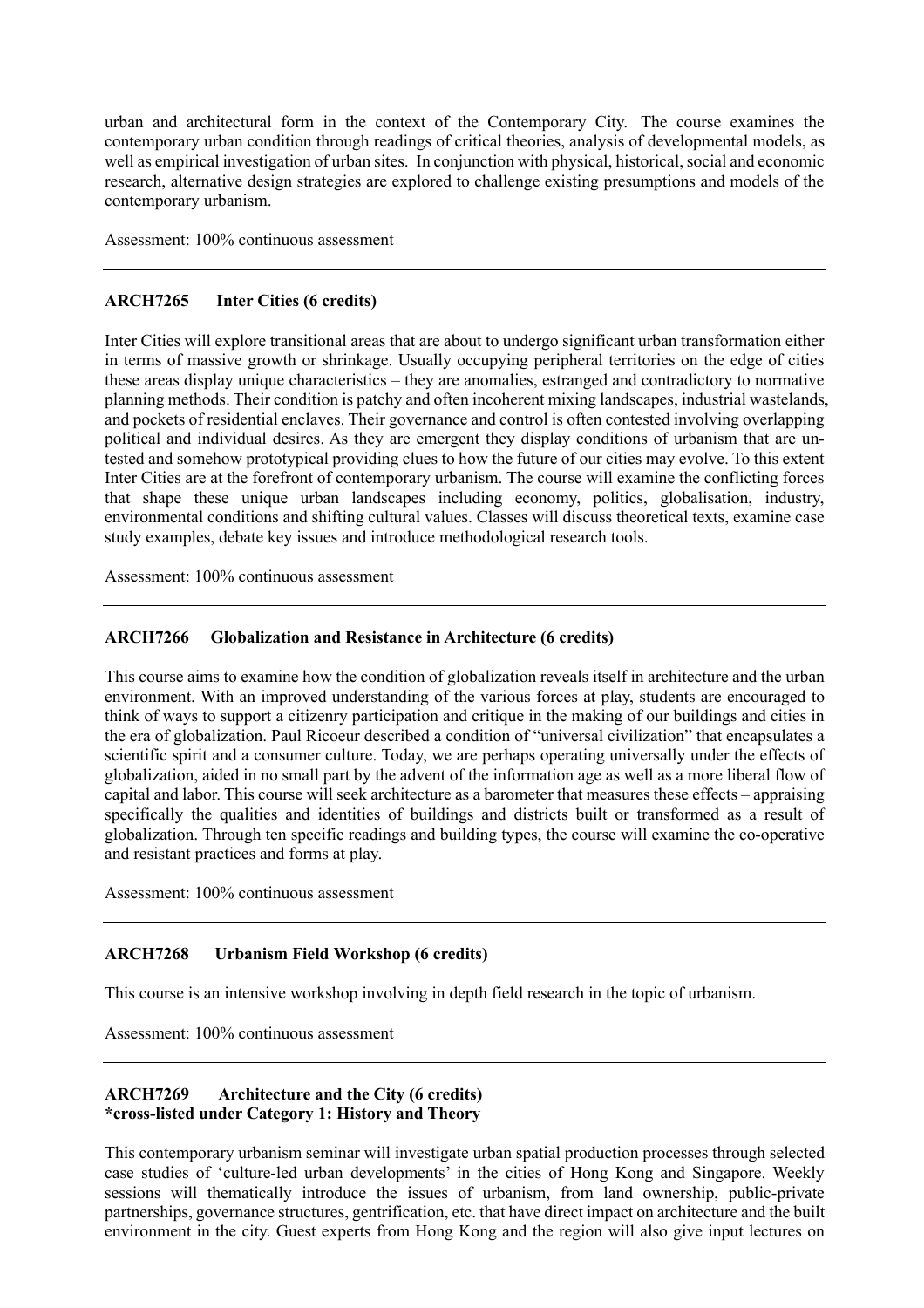urban and architectural form in the context of the Contemporary City. The course examines the contemporary urban condition through readings of critical theories, analysis of developmental models, as well as empirical investigation of urban sites. In conjunction with physical, historical, social and economic research, alternative design strategies are explored to challenge existing presumptions and models of the contemporary urbanism.

Assessment: 100% continuous assessment

---

### ARCH7265 Inter Cities (6 credits)

Inter Cities will explore transitional areas that are about to undergo significant urban transformation either in terms of massive growth or shrinkage. Usually occupying peripheral territories on the edge of cities these areas display unique characteristics – they are anomalies, estranged and contradictory to normative planning methods. Their condition is patchy and often incoherent mixing landscapes, industrial wastelands, and pockets of residential enclaves. Their governance and control is often contested involving overlapping political and individual desires. As they are emergent they display conditions of urbanism that are un-tested and somehow prototypical providing clues to how the future of our cities may evolve. To this extent Inter Cities are at the forefront of contemporary urbanism. The course will examine the conflicting forces that shape these unique urban landscapes including economy, politics, globalisation, industry, environmental conditions and shifting cultural values. Classes will discuss theoretical texts, examine case study examples, debate key issues and introduce methodological research tools.

Assessment: 100% continuous assessment

---

### ARCH7266 Globalization and Resistance in Architecture (6 credits)

This course aims to examine how the condition of globalization reveals itself in architecture and the urban environment. With an improved understanding of the various forces at play, students are encouraged to think of ways to support a citizenry participation and critique in the making of our buildings and cities in the era of globalization. Paul Ricoeur described a condition of "universal civilization" that encapsulates a scientific spirit and a consumer culture. Today, we are perhaps operating universally under the effects of globalization, aided in no small part by the advent of the information age as well as a more liberal flow of capital and labor. This course will seek architecture as a barometer that measures these effects – appraising specifically the qualities and identities of buildings and districts built or transformed as a result of globalization. Through ten specific readings and building types, the course will examine the co-operative and resistant practices and forms at play.

Assessment: 100% continuous assessment

---

### ARCH7268 Urbanism Field Workshop (6 credits)

This course is an intensive workshop involving in depth field research in the topic of urbanism.

Assessment: 100% continuous assessment

---

### ARCH7269 Architecture and the City (6 credits)
**\*cross-listed under Category 1: History and Theory**

This contemporary urbanism seminar will investigate urban spatial production processes through selected case studies of 'culture-led urban developments' in the cities of Hong Kong and Singapore. Weekly sessions will thematically introduce the issues of urbanism, from land ownership, public-private partnerships, governance structures, gentrification, etc. that have direct impact on architecture and the built environment in the city. Guest experts from Hong Kong and the region will also give input lectures on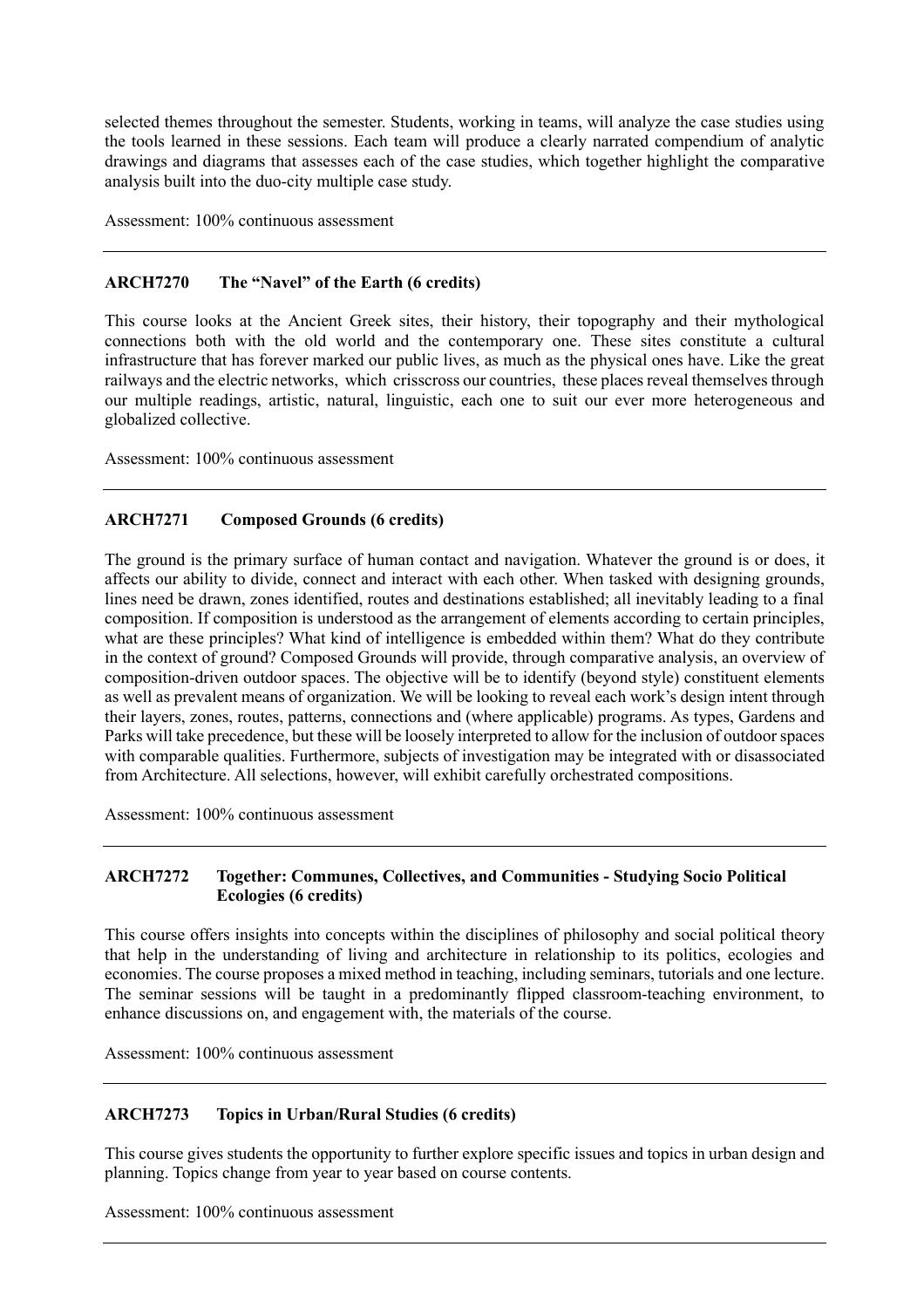selected themes throughout the semester. Students, working in teams, will analyze the case studies using the tools learned in these sessions. Each team will produce a clearly narrated compendium of analytic drawings and diagrams that assesses each of the case studies, which together highlight the comparative analysis built into the duo-city multiple case study.

Assessment: 100% continuous assessment

---

### ARCH7270 The "Navel" of the Earth (6 credits)

This course looks at the Ancient Greek sites, their history, their topography and their mythological connections both with the old world and the contemporary one. These sites constitute a cultural infrastructure that has forever marked our public lives, as much as the physical ones have. Like the great railways and the electric networks, which crisscross our countries, these places reveal themselves through our multiple readings, artistic, natural, linguistic, each one to suit our ever more heterogeneous and globalized collective.

Assessment: 100% continuous assessment

---

### ARCH7271 Composed Grounds (6 credits)

The ground is the primary surface of human contact and navigation. Whatever the ground is or does, it affects our ability to divide, connect and interact with each other. When tasked with designing grounds, lines need be drawn, zones identified, routes and destinations established; all inevitably leading to a final composition. If composition is understood as the arrangement of elements according to certain principles, what are these principles? What kind of intelligence is embedded within them? What do they contribute in the context of ground? Composed Grounds will provide, through comparative analysis, an overview of composition-driven outdoor spaces. The objective will be to identify (beyond style) constituent elements as well as prevalent means of organization. We will be looking to reveal each work's design intent through their layers, zones, routes, patterns, connections and (where applicable) programs. As types, Gardens and Parks will take precedence, but these will be loosely interpreted to allow for the inclusion of outdoor spaces with comparable qualities. Furthermore, subjects of investigation may be integrated with or disassociated from Architecture. All selections, however, will exhibit carefully orchestrated compositions.

Assessment: 100% continuous assessment

---

### ARCH7272 Together: Communes, Collectives, and Communities - Studying Socio Political Ecologies (6 credits)

This course offers insights into concepts within the disciplines of philosophy and social political theory that help in the understanding of living and architecture in relationship to its politics, ecologies and economies. The course proposes a mixed method in teaching, including seminars, tutorials and one lecture. The seminar sessions will be taught in a predominantly flipped classroom-teaching environment, to enhance discussions on, and engagement with, the materials of the course.

Assessment: 100% continuous assessment

---

### ARCH7273 Topics in Urban/Rural Studies (6 credits)

This course gives students the opportunity to further explore specific issues and topics in urban design and planning. Topics change from year to year based on course contents.

Assessment: 100% continuous assessment

---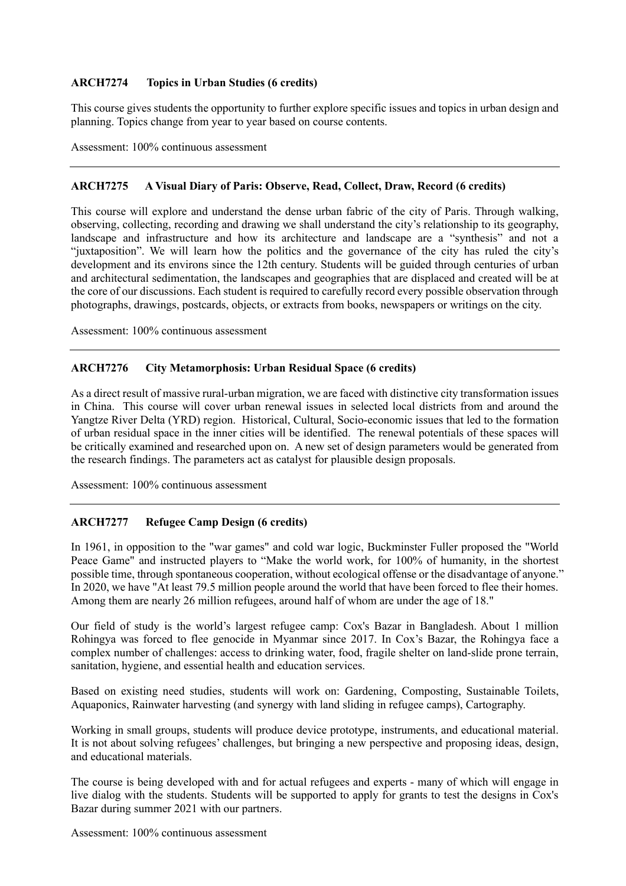**ARCH7274 Topics in Urban Studies (6 credits)**

This course gives students the opportunity to further explore specific issues and topics in urban design and planning. Topics change from year to year based on course contents.

Assessment: 100% continuous assessment

---

**ARCH7275 A Visual Diary of Paris: Observe, Read, Collect, Draw, Record (6 credits)**

This course will explore and understand the dense urban fabric of the city of Paris. Through walking, observing, collecting, recording and drawing we shall understand the city's relationship to its geography, landscape and infrastructure and how its architecture and landscape are a "synthesis" and not a "juxtaposition". We will learn how the politics and the governance of the city has ruled the city's development and its environs since the 12th century. Students will be guided through centuries of urban and architectural sedimentation, the landscapes and geographies that are displaced and created will be at the core of our discussions. Each student is required to carefully record every possible observation through photographs, drawings, postcards, objects, or extracts from books, newspapers or writings on the city.

Assessment: 100% continuous assessment

---

**ARCH7276 City Metamorphosis: Urban Residual Space (6 credits)**

As a direct result of massive rural-urban migration, we are faced with distinctive city transformation issues in China. This course will cover urban renewal issues in selected local districts from and around the Yangtze River Delta (YRD) region. Historical, Cultural, Socio-economic issues that led to the formation of urban residual space in the inner cities will be identified. The renewal potentials of these spaces will be critically examined and researched upon on. A new set of design parameters would be generated from the research findings. The parameters act as catalyst for plausible design proposals.

Assessment: 100% continuous assessment

---

**ARCH7277 Refugee Camp Design (6 credits)**

In 1961, in opposition to the "war games" and cold war logic, Buckminster Fuller proposed the "World Peace Game" and instructed players to "Make the world work, for 100% of humanity, in the shortest possible time, through spontaneous cooperation, without ecological offense or the disadvantage of anyone." In 2020, we have "At least 79.5 million people around the world that have been forced to flee their homes. Among them are nearly 26 million refugees, around half of whom are under the age of 18."

Our field of study is the world's largest refugee camp: Cox's Bazar in Bangladesh. About 1 million Rohingya was forced to flee genocide in Myanmar since 2017. In Cox's Bazar, the Rohingya face a complex number of challenges: access to drinking water, food, fragile shelter on land-slide prone terrain, sanitation, hygiene, and essential health and education services.

Based on existing need studies, students will work on: Gardening, Composting, Sustainable Toilets, Aquaponics, Rainwater harvesting (and synergy with land sliding in refugee camps), Cartography.

Working in small groups, students will produce device prototype, instruments, and educational material. It is not about solving refugees' challenges, but bringing a new perspective and proposing ideas, design, and educational materials.

The course is being developed with and for actual refugees and experts - many of which will engage in live dialog with the students. Students will be supported to apply for grants to test the designs in Cox's Bazar during summer 2021 with our partners.

Assessment: 100% continuous assessment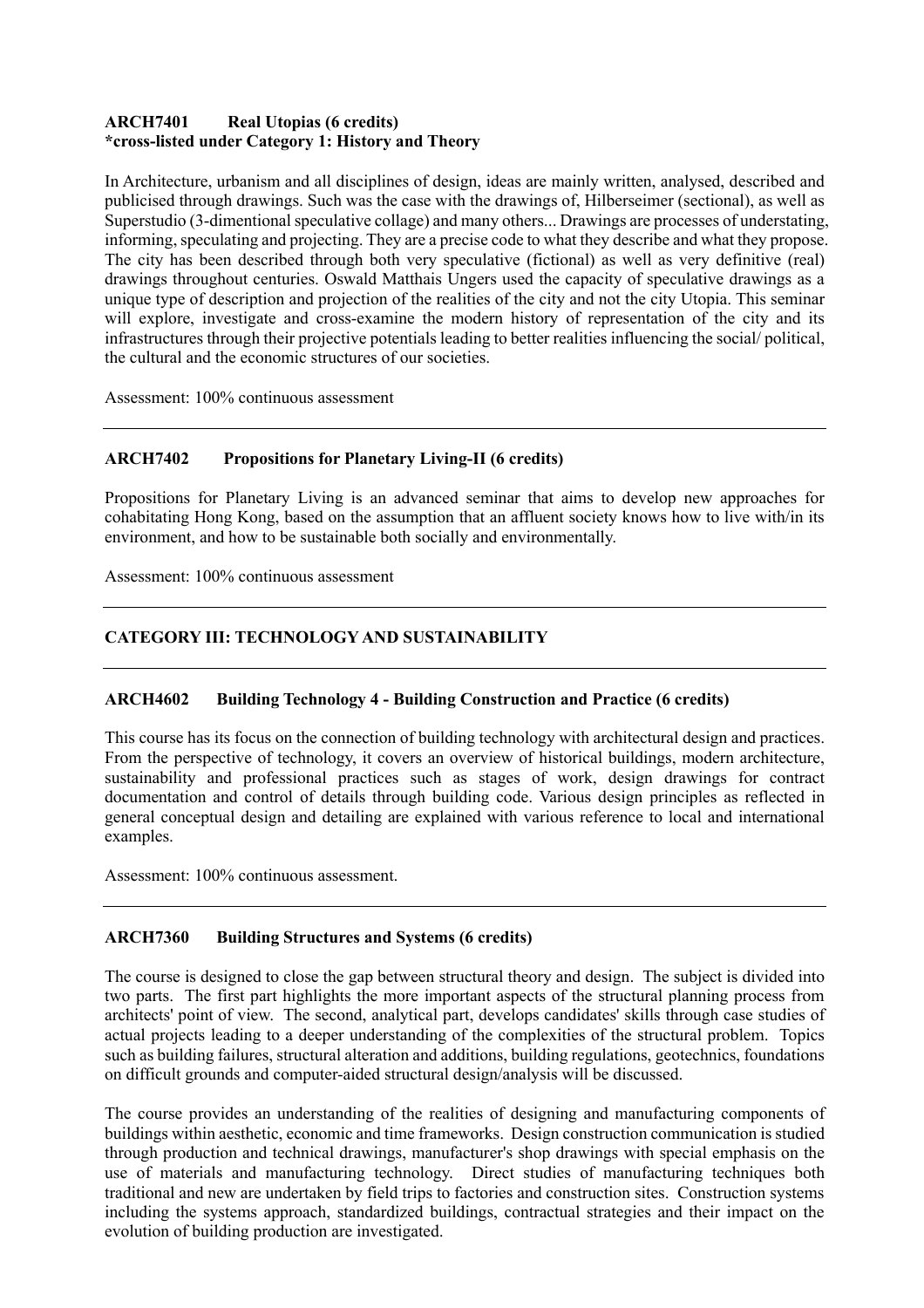**ARCH7401 Real Utopias (6 credits)**
***cross-listed under Category 1: History and Theory**

In Architecture, urbanism and all disciplines of design, ideas are mainly written, analysed, described and publicised through drawings. Such was the case with the drawings of, Hilberseimer (sectional), as well as Superstudio (3-dimentional speculative collage) and many others... Drawings are processes of understating, informing, speculating and projecting. They are a precise code to what they describe and what they propose. The city has been described through both very speculative (fictional) as well as very definitive (real) drawings throughout centuries. Oswald Matthais Ungers used the capacity of speculative drawings as a unique type of description and projection of the realities of the city and not the city Utopia. This seminar will explore, investigate and cross-examine the modern history of representation of the city and its infrastructures through their projective potentials leading to better realities influencing the social/ political, the cultural and the economic structures of our societies.

Assessment: 100% continuous assessment

---

**ARCH7402 Propositions for Planetary Living-II (6 credits)**

Propositions for Planetary Living is an advanced seminar that aims to develop new approaches for cohabitating Hong Kong, based on the assumption that an affluent society knows how to live with/in its environment, and how to be sustainable both socially and environmentally.

Assessment: 100% continuous assessment

---

## CATEGORY III: TECHNOLOGY AND SUSTAINABILITY

---

**ARCH4602 Building Technology 4 - Building Construction and Practice (6 credits)**

This course has its focus on the connection of building technology with architectural design and practices. From the perspective of technology, it covers an overview of historical buildings, modern architecture, sustainability and professional practices such as stages of work, design drawings for contract documentation and control of details through building code. Various design principles as reflected in general conceptual design and detailing are explained with various reference to local and international examples.

Assessment: 100% continuous assessment.

---

**ARCH7360 Building Structures and Systems (6 credits)**

The course is designed to close the gap between structural theory and design. The subject is divided into two parts. The first part highlights the more important aspects of the structural planning process from architects' point of view. The second, analytical part, develops candidates' skills through case studies of actual projects leading to a deeper understanding of the complexities of the structural problem. Topics such as building failures, structural alteration and additions, building regulations, geotechnics, foundations on difficult grounds and computer-aided structural design/analysis will be discussed.

The course provides an understanding of the realities of designing and manufacturing components of buildings within aesthetic, economic and time frameworks. Design construction communication is studied through production and technical drawings, manufacturer's shop drawings with special emphasis on the use of materials and manufacturing technology. Direct studies of manufacturing techniques both traditional and new are undertaken by field trips to factories and construction sites. Construction systems including the systems approach, standardized buildings, contractual strategies and their impact on the evolution of building production are investigated.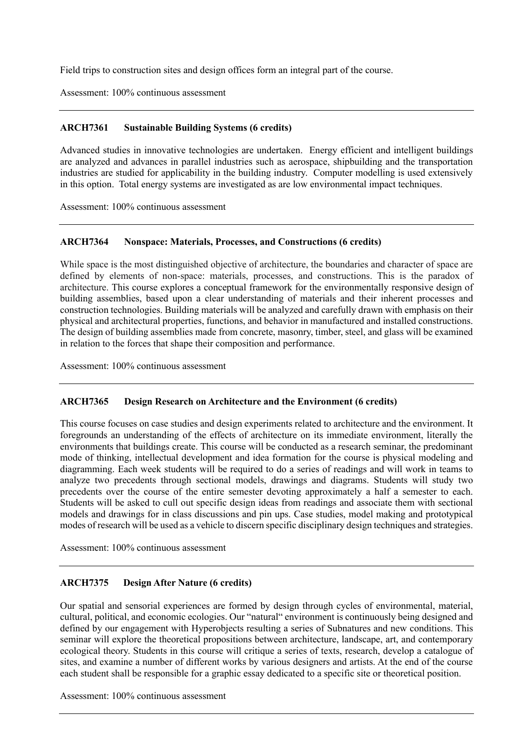Field trips to construction sites and design offices form an integral part of the course.

Assessment: 100% continuous assessment

---

### ARCH7361 Sustainable Building Systems (6 credits)

Advanced studies in innovative technologies are undertaken. Energy efficient and intelligent buildings are analyzed and advances in parallel industries such as aerospace, shipbuilding and the transportation industries are studied for applicability in the building industry. Computer modelling is used extensively in this option. Total energy systems are investigated as are low environmental impact techniques.

Assessment: 100% continuous assessment

---

### ARCH7364 Nonspace: Materials, Processes, and Constructions (6 credits)

While space is the most distinguished objective of architecture, the boundaries and character of space are defined by elements of non-space: materials, processes, and constructions. This is the paradox of architecture. This course explores a conceptual framework for the environmentally responsive design of building assemblies, based upon a clear understanding of materials and their inherent processes and construction technologies. Building materials will be analyzed and carefully drawn with emphasis on their physical and architectural properties, functions, and behavior in manufactured and installed constructions. The design of building assemblies made from concrete, masonry, timber, steel, and glass will be examined in relation to the forces that shape their composition and performance.

Assessment: 100% continuous assessment

---

### ARCH7365 Design Research on Architecture and the Environment (6 credits)

This course focuses on case studies and design experiments related to architecture and the environment. It foregrounds an understanding of the effects of architecture on its immediate environment, literally the environments that buildings create. This course will be conducted as a research seminar, the predominant mode of thinking, intellectual development and idea formation for the course is physical modeling and diagramming. Each week students will be required to do a series of readings and will work in teams to analyze two precedents through sectional models, drawings and diagrams. Students will study two precedents over the course of the entire semester devoting approximately a half a semester to each. Students will be asked to cull out specific design ideas from readings and associate them with sectional models and drawings for in class discussions and pin ups. Case studies, model making and prototypical modes of research will be used as a vehicle to discern specific disciplinary design techniques and strategies.

Assessment: 100% continuous assessment

---

### ARCH7375 Design After Nature (6 credits)

Our spatial and sensorial experiences are formed by design through cycles of environmental, material, cultural, political, and economic ecologies. Our "natural" environment is continuously being designed and defined by our engagement with Hyperobjects resulting a series of Subnatures and new conditions. This seminar will explore the theoretical propositions between architecture, landscape, art, and contemporary ecological theory. Students in this course will critique a series of texts, research, develop a catalogue of sites, and examine a number of different works by various designers and artists. At the end of the course each student shall be responsible for a graphic essay dedicated to a specific site or theoretical position.

Assessment: 100% continuous assessment

---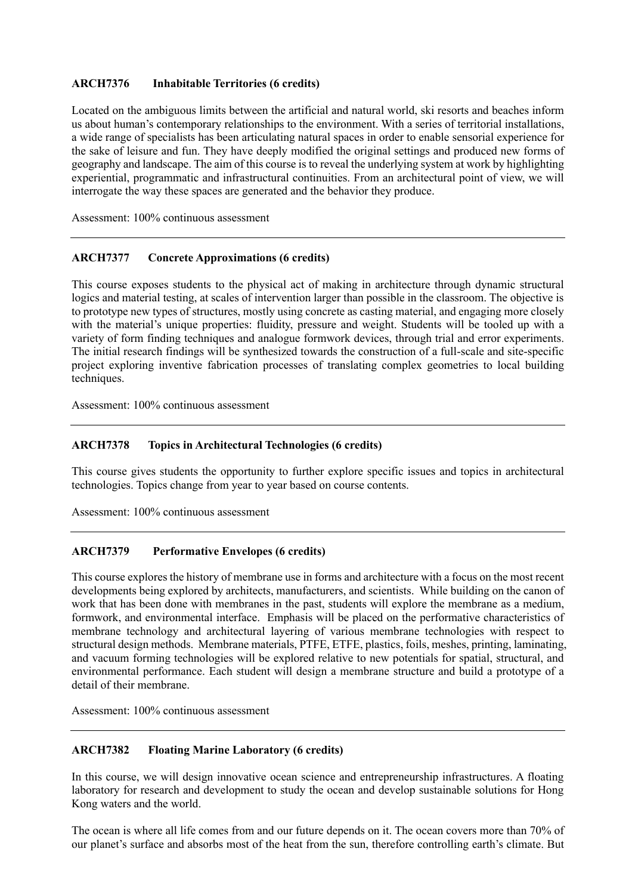**ARCH7376 Inhabitable Territories (6 credits)**

Located on the ambiguous limits between the artificial and natural world, ski resorts and beaches inform us about human's contemporary relationships to the environment. With a series of territorial installations, a wide range of specialists has been articulating natural spaces in order to enable sensorial experience for the sake of leisure and fun. They have deeply modified the original settings and produced new forms of geography and landscape. The aim of this course is to reveal the underlying system at work by highlighting experiential, programmatic and infrastructural continuities. From an architectural point of view, we will interrogate the way these spaces are generated and the behavior they produce.

Assessment: 100% continuous assessment

---

**ARCH7377 Concrete Approximations (6 credits)**

This course exposes students to the physical act of making in architecture through dynamic structural logics and material testing, at scales of intervention larger than possible in the classroom. The objective is to prototype new types of structures, mostly using concrete as casting material, and engaging more closely with the material's unique properties: fluidity, pressure and weight. Students will be tooled up with a variety of form finding techniques and analogue formwork devices, through trial and error experiments. The initial research findings will be synthesized towards the construction of a full-scale and site-specific project exploring inventive fabrication processes of translating complex geometries to local building techniques.

Assessment: 100% continuous assessment

---

**ARCH7378 Topics in Architectural Technologies (6 credits)**

This course gives students the opportunity to further explore specific issues and topics in architectural technologies. Topics change from year to year based on course contents.

Assessment: 100% continuous assessment

---

**ARCH7379 Performative Envelopes (6 credits)**

This course explores the history of membrane use in forms and architecture with a focus on the most recent developments being explored by architects, manufacturers, and scientists. While building on the canon of work that has been done with membranes in the past, students will explore the membrane as a medium, formwork, and environmental interface. Emphasis will be placed on the performative characteristics of membrane technology and architectural layering of various membrane technologies with respect to structural design methods. Membrane materials, PTFE, ETFE, plastics, foils, meshes, printing, laminating, and vacuum forming technologies will be explored relative to new potentials for spatial, structural, and environmental performance. Each student will design a membrane structure and build a prototype of a detail of their membrane.

Assessment: 100% continuous assessment

---

**ARCH7382 Floating Marine Laboratory (6 credits)**

In this course, we will design innovative ocean science and entrepreneurship infrastructures. A floating laboratory for research and development to study the ocean and develop sustainable solutions for Hong Kong waters and the world.

The ocean is where all life comes from and our future depends on it. The ocean covers more than 70% of our planet's surface and absorbs most of the heat from the sun, therefore controlling earth's climate. But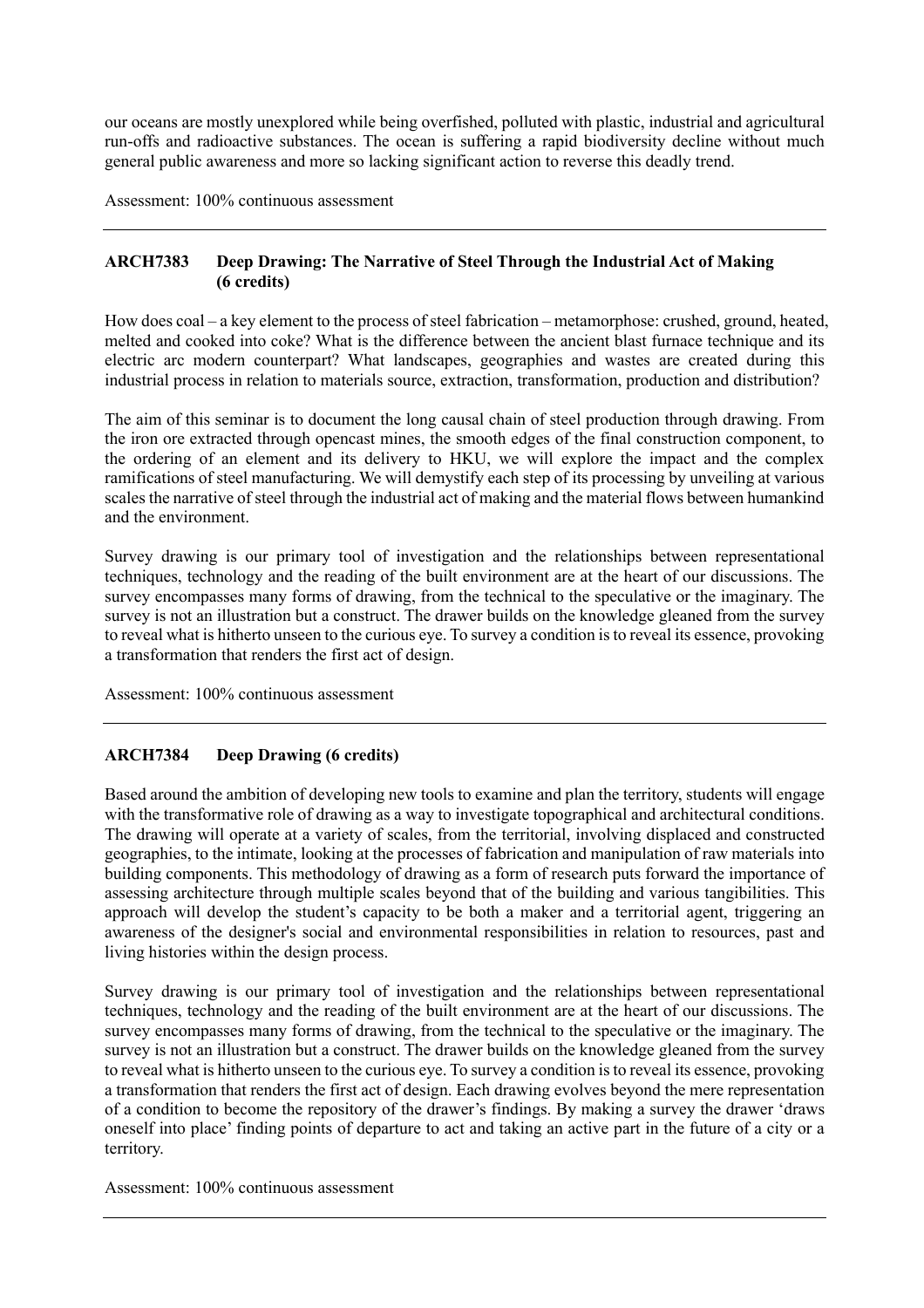our oceans are mostly unexplored while being overfished, polluted with plastic, industrial and agricultural run-offs and radioactive substances. The ocean is suffering a rapid biodiversity decline without much general public awareness and more so lacking significant action to reverse this deadly trend.

Assessment: 100% continuous assessment

---

### ARCH7383 Deep Drawing: The Narrative of Steel Through the Industrial Act of Making (6 credits)

How does coal – a key element to the process of steel fabrication – metamorphose: crushed, ground, heated, melted and cooked into coke? What is the difference between the ancient blast furnace technique and its electric arc modern counterpart? What landscapes, geographies and wastes are created during this industrial process in relation to materials source, extraction, transformation, production and distribution?

The aim of this seminar is to document the long causal chain of steel production through drawing. From the iron ore extracted through opencast mines, the smooth edges of the final construction component, to the ordering of an element and its delivery to HKU, we will explore the impact and the complex ramifications of steel manufacturing. We will demystify each step of its processing by unveiling at various scales the narrative of steel through the industrial act of making and the material flows between humankind and the environment.

Survey drawing is our primary tool of investigation and the relationships between representational techniques, technology and the reading of the built environment are at the heart of our discussions. The survey encompasses many forms of drawing, from the technical to the speculative or the imaginary. The survey is not an illustration but a construct. The drawer builds on the knowledge gleaned from the survey to reveal what is hitherto unseen to the curious eye. To survey a condition is to reveal its essence, provoking a transformation that renders the first act of design.

Assessment: 100% continuous assessment

---

### ARCH7384 Deep Drawing (6 credits)

Based around the ambition of developing new tools to examine and plan the territory, students will engage with the transformative role of drawing as a way to investigate topographical and architectural conditions. The drawing will operate at a variety of scales, from the territorial, involving displaced and constructed geographies, to the intimate, looking at the processes of fabrication and manipulation of raw materials into building components. This methodology of drawing as a form of research puts forward the importance of assessing architecture through multiple scales beyond that of the building and various tangibilities. This approach will develop the student's capacity to be both a maker and a territorial agent, triggering an awareness of the designer's social and environmental responsibilities in relation to resources, past and living histories within the design process.

Survey drawing is our primary tool of investigation and the relationships between representational techniques, technology and the reading of the built environment are at the heart of our discussions. The survey encompasses many forms of drawing, from the technical to the speculative or the imaginary. The survey is not an illustration but a construct. The drawer builds on the knowledge gleaned from the survey to reveal what is hitherto unseen to the curious eye. To survey a condition is to reveal its essence, provoking a transformation that renders the first act of design. Each drawing evolves beyond the mere representation of a condition to become the repository of the drawer's findings. By making a survey the drawer 'draws oneself into place' finding points of departure to act and taking an active part in the future of a city or a territory.

Assessment: 100% continuous assessment

---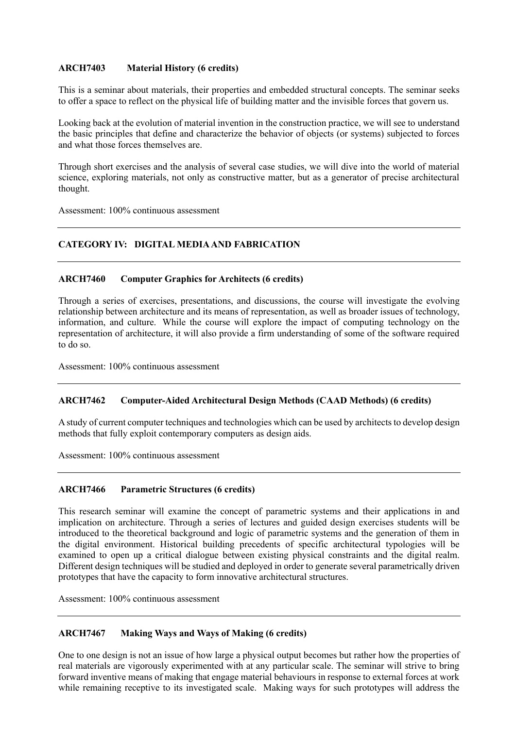### ARCH7403 Material History (6 credits)

This is a seminar about materials, their properties and embedded structural concepts. The seminar seeks to offer a space to reflect on the physical life of building matter and the invisible forces that govern us.

Looking back at the evolution of material invention in the construction practice, we will see to understand the basic principles that define and characterize the behavior of objects (or systems) subjected to forces and what those forces themselves are.

Through short exercises and the analysis of several case studies, we will dive into the world of material science, exploring materials, not only as constructive matter, but as a generator of precise architectural thought.

Assessment: 100% continuous assessment

---

## CATEGORY IV: DIGITAL MEDIA AND FABRICATION

---

### ARCH7460 Computer Graphics for Architects (6 credits)

Through a series of exercises, presentations, and discussions, the course will investigate the evolving relationship between architecture and its means of representation, as well as broader issues of technology, information, and culture. While the course will explore the impact of computing technology on the representation of architecture, it will also provide a firm understanding of some of the software required to do so.

Assessment: 100% continuous assessment

---

### ARCH7462 Computer-Aided Architectural Design Methods (CAAD Methods) (6 credits)

A study of current computer techniques and technologies which can be used by architects to develop design methods that fully exploit contemporary computers as design aids.

Assessment: 100% continuous assessment

---

### ARCH7466 Parametric Structures (6 credits)

This research seminar will examine the concept of parametric systems and their applications in and implication on architecture. Through a series of lectures and guided design exercises students will be introduced to the theoretical background and logic of parametric systems and the generation of them in the digital environment. Historical building precedents of specific architectural typologies will be examined to open up a critical dialogue between existing physical constraints and the digital realm. Different design techniques will be studied and deployed in order to generate several parametrically driven prototypes that have the capacity to form innovative architectural structures.

Assessment: 100% continuous assessment

---

### ARCH7467 Making Ways and Ways of Making (6 credits)

One to one design is not an issue of how large a physical output becomes but rather how the properties of real materials are vigorously experimented with at any particular scale. The seminar will strive to bring forward inventive means of making that engage material behaviours in response to external forces at work while remaining receptive to its investigated scale. Making ways for such prototypes will address the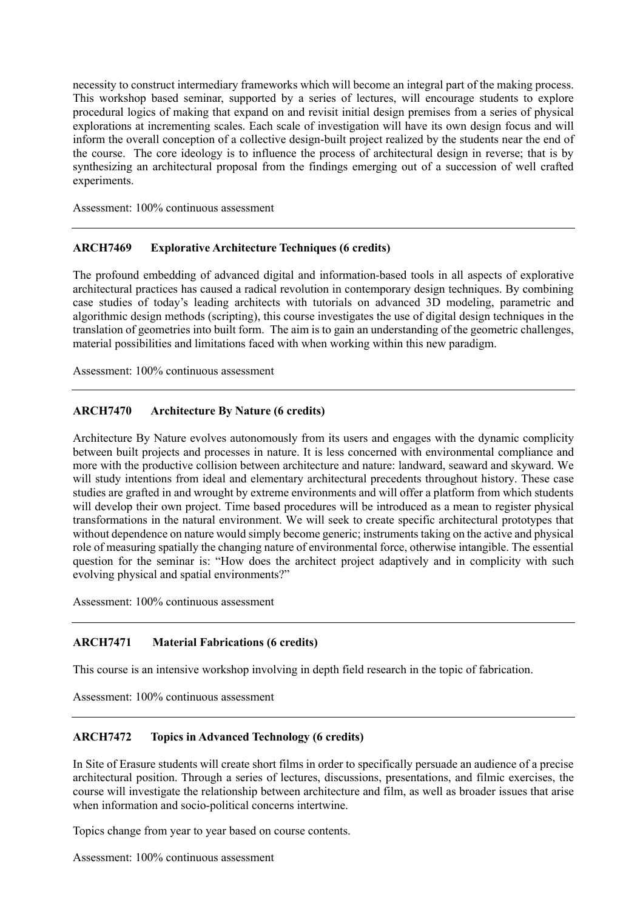necessity to construct intermediary frameworks which will become an integral part of the making process. This workshop based seminar, supported by a series of lectures, will encourage students to explore procedural logics of making that expand on and revisit initial design premises from a series of physical explorations at incrementing scales. Each scale of investigation will have its own design focus and will inform the overall conception of a collective design-built project realized by the students near the end of the course. The core ideology is to influence the process of architectural design in reverse; that is by synthesizing an architectural proposal from the findings emerging out of a succession of well crafted experiments.

Assessment: 100% continuous assessment

---

**ARCH7469 Explorative Architecture Techniques (6 credits)**

The profound embedding of advanced digital and information-based tools in all aspects of explorative architectural practices has caused a radical revolution in contemporary design techniques. By combining case studies of today's leading architects with tutorials on advanced 3D modeling, parametric and algorithmic design methods (scripting), this course investigates the use of digital design techniques in the translation of geometries into built form. The aim is to gain an understanding of the geometric challenges, material possibilities and limitations faced with when working within this new paradigm.

Assessment: 100% continuous assessment

---

**ARCH7470 Architecture By Nature (6 credits)**

Architecture By Nature evolves autonomously from its users and engages with the dynamic complicity between built projects and processes in nature. It is less concerned with environmental compliance and more with the productive collision between architecture and nature: landward, seaward and skyward. We will study intentions from ideal and elementary architectural precedents throughout history. These case studies are grafted in and wrought by extreme environments and will offer a platform from which students will develop their own project. Time based procedures will be introduced as a mean to register physical transformations in the natural environment. We will seek to create specific architectural prototypes that without dependence on nature would simply become generic; instruments taking on the active and physical role of measuring spatially the changing nature of environmental force, otherwise intangible. The essential question for the seminar is: "How does the architect project adaptively and in complicity with such evolving physical and spatial environments?"

Assessment: 100% continuous assessment

---

**ARCH7471 Material Fabrications (6 credits)**

This course is an intensive workshop involving in depth field research in the topic of fabrication.

Assessment: 100% continuous assessment

---

**ARCH7472 Topics in Advanced Technology (6 credits)**

In Site of Erasure students will create short films in order to specifically persuade an audience of a precise architectural position. Through a series of lectures, discussions, presentations, and filmic exercises, the course will investigate the relationship between architecture and film, as well as broader issues that arise when information and socio-political concerns intertwine.

Topics change from year to year based on course contents.

Assessment: 100% continuous assessment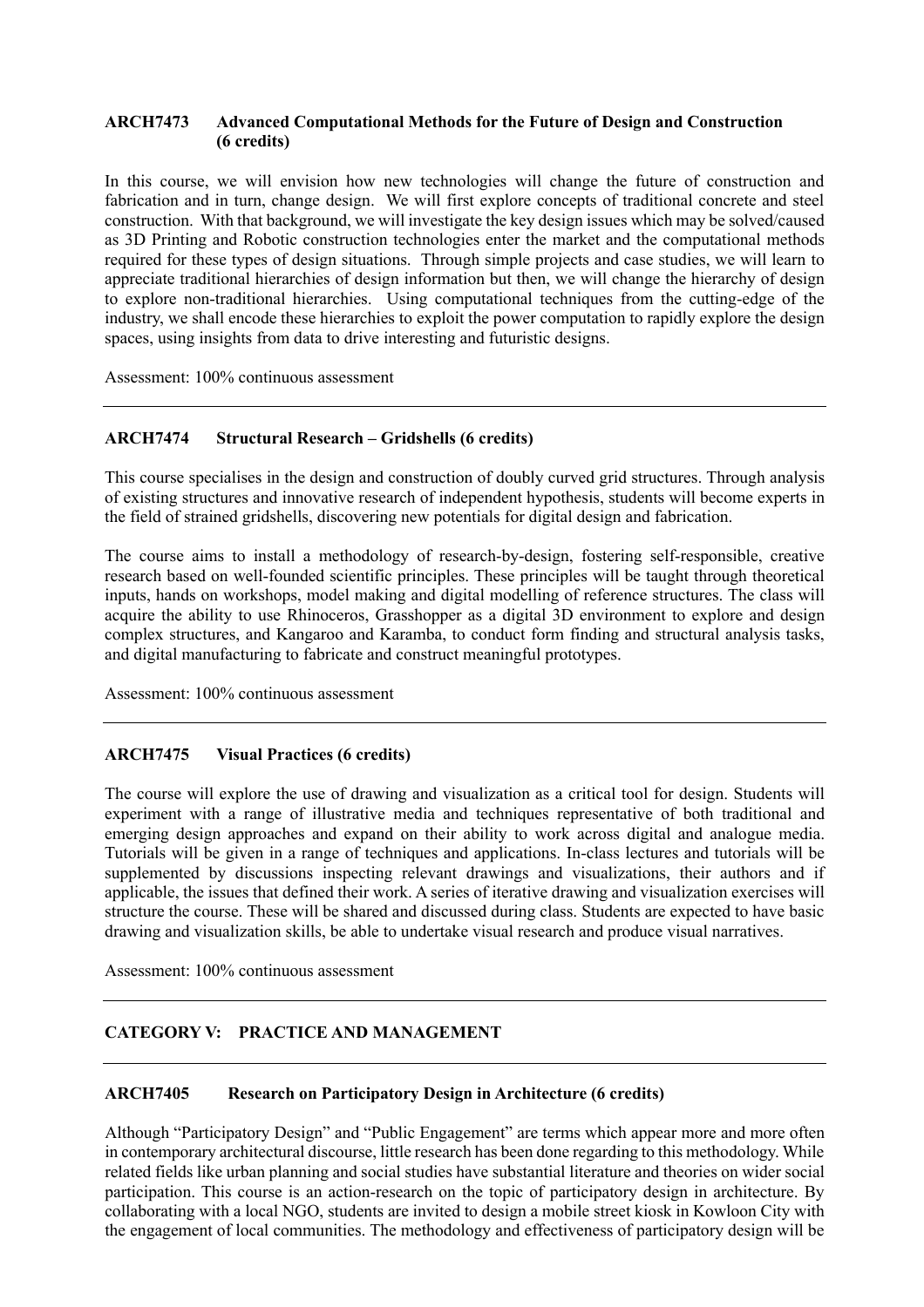### ARCH7473 Advanced Computational Methods for the Future of Design and Construction (6 credits)

In this course, we will envision how new technologies will change the future of construction and fabrication and in turn, change design. We will first explore concepts of traditional concrete and steel construction. With that background, we will investigate the key design issues which may be solved/caused as 3D Printing and Robotic construction technologies enter the market and the computational methods required for these types of design situations. Through simple projects and case studies, we will learn to appreciate traditional hierarchies of design information but then, we will change the hierarchy of design to explore non-traditional hierarchies. Using computational techniques from the cutting-edge of the industry, we shall encode these hierarchies to exploit the power computation to rapidly explore the design spaces, using insights from data to drive interesting and futuristic designs.

Assessment: 100% continuous assessment

---

### ARCH7474 Structural Research – Gridshells (6 credits)

This course specialises in the design and construction of doubly curved grid structures. Through analysis of existing structures and innovative research of independent hypothesis, students will become experts in the field of strained gridshells, discovering new potentials for digital design and fabrication.

The course aims to install a methodology of research-by-design, fostering self-responsible, creative research based on well-founded scientific principles. These principles will be taught through theoretical inputs, hands on workshops, model making and digital modelling of reference structures. The class will acquire the ability to use Rhinoceros, Grasshopper as a digital 3D environment to explore and design complex structures, and Kangaroo and Karamba, to conduct form finding and structural analysis tasks, and digital manufacturing to fabricate and construct meaningful prototypes.

Assessment: 100% continuous assessment

---

### ARCH7475 Visual Practices (6 credits)

The course will explore the use of drawing and visualization as a critical tool for design. Students will experiment with a range of illustrative media and techniques representative of both traditional and emerging design approaches and expand on their ability to work across digital and analogue media. Tutorials will be given in a range of techniques and applications. In-class lectures and tutorials will be supplemented by discussions inspecting relevant drawings and visualizations, their authors and if applicable, the issues that defined their work. A series of iterative drawing and visualization exercises will structure the course. These will be shared and discussed during class. Students are expected to have basic drawing and visualization skills, be able to undertake visual research and produce visual narratives.

Assessment: 100% continuous assessment

---

## CATEGORY V: PRACTICE AND MANAGEMENT

---

### ARCH7405 Research on Participatory Design in Architecture (6 credits)

Although "Participatory Design" and "Public Engagement" are terms which appear more and more often in contemporary architectural discourse, little research has been done regarding to this methodology. While related fields like urban planning and social studies have substantial literature and theories on wider social participation. This course is an action-research on the topic of participatory design in architecture. By collaborating with a local NGO, students are invited to design a mobile street kiosk in Kowloon City with the engagement of local communities. The methodology and effectiveness of participatory design will be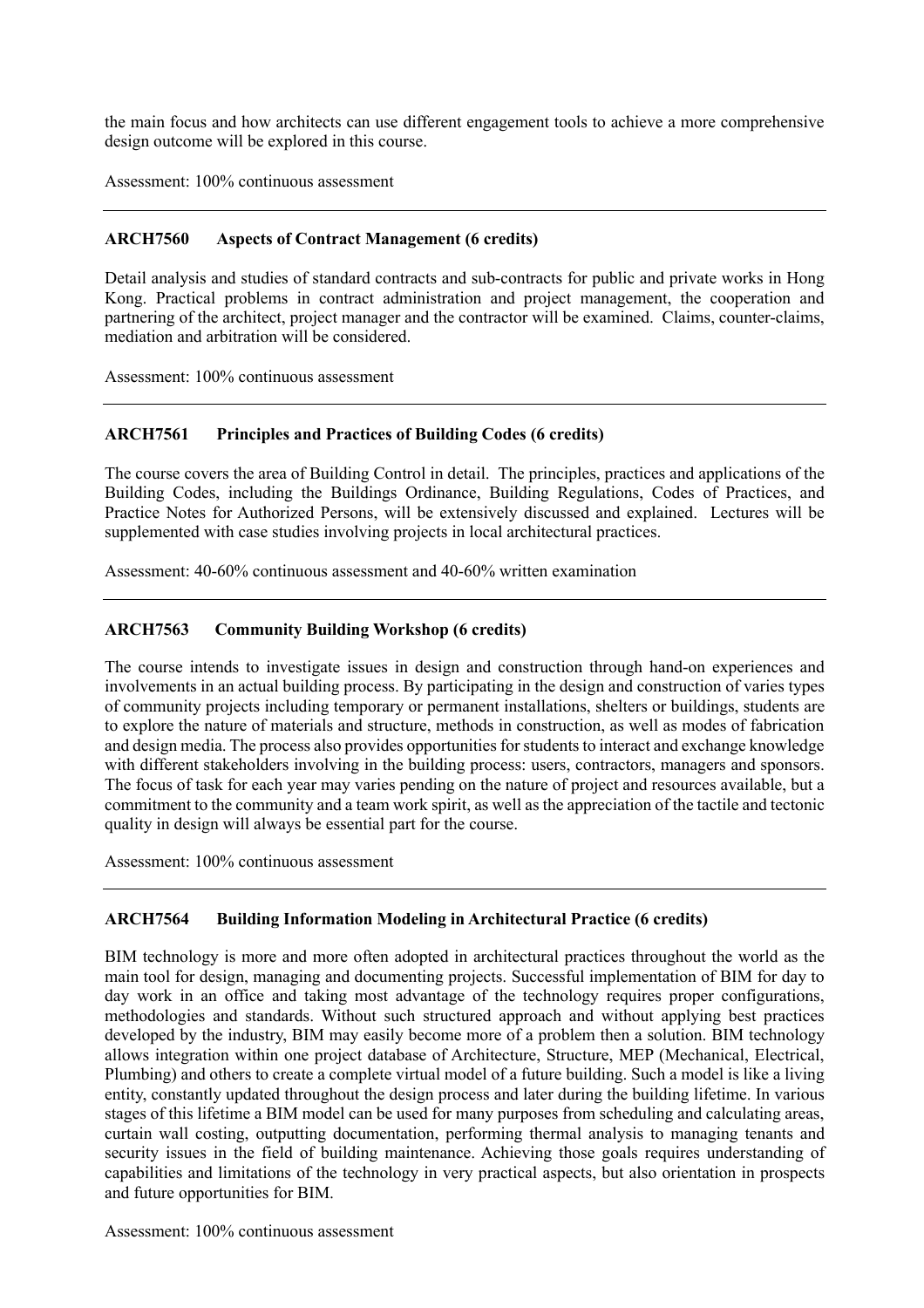the main focus and how architects can use different engagement tools to achieve a more comprehensive design outcome will be explored in this course.

Assessment: 100% continuous assessment

---

### ARCH7560 Aspects of Contract Management (6 credits)

Detail analysis and studies of standard contracts and sub-contracts for public and private works in Hong Kong. Practical problems in contract administration and project management, the cooperation and partnering of the architect, project manager and the contractor will be examined. Claims, counter-claims, mediation and arbitration will be considered.

Assessment: 100% continuous assessment

---

### ARCH7561 Principles and Practices of Building Codes (6 credits)

The course covers the area of Building Control in detail. The principles, practices and applications of the Building Codes, including the Buildings Ordinance, Building Regulations, Codes of Practices, and Practice Notes for Authorized Persons, will be extensively discussed and explained. Lectures will be supplemented with case studies involving projects in local architectural practices.

Assessment: 40-60% continuous assessment and 40-60% written examination

---

### ARCH7563 Community Building Workshop (6 credits)

The course intends to investigate issues in design and construction through hand-on experiences and involvements in an actual building process. By participating in the design and construction of varies types of community projects including temporary or permanent installations, shelters or buildings, students are to explore the nature of materials and structure, methods in construction, as well as modes of fabrication and design media. The process also provides opportunities for students to interact and exchange knowledge with different stakeholders involving in the building process: users, contractors, managers and sponsors. The focus of task for each year may varies pending on the nature of project and resources available, but a commitment to the community and a team work spirit, as well as the appreciation of the tactile and tectonic quality in design will always be essential part for the course.

Assessment: 100% continuous assessment

---

### ARCH7564 Building Information Modeling in Architectural Practice (6 credits)

BIM technology is more and more often adopted in architectural practices throughout the world as the main tool for design, managing and documenting projects. Successful implementation of BIM for day to day work in an office and taking most advantage of the technology requires proper configurations, methodologies and standards. Without such structured approach and without applying best practices developed by the industry, BIM may easily become more of a problem then a solution. BIM technology allows integration within one project database of Architecture, Structure, MEP (Mechanical, Electrical, Plumbing) and others to create a complete virtual model of a future building. Such a model is like a living entity, constantly updated throughout the design process and later during the building lifetime. In various stages of this lifetime a BIM model can be used for many purposes from scheduling and calculating areas, curtain wall costing, outputting documentation, performing thermal analysis to managing tenants and security issues in the field of building maintenance. Achieving those goals requires understanding of capabilities and limitations of the technology in very practical aspects, but also orientation in prospects and future opportunities for BIM.

Assessment: 100% continuous assessment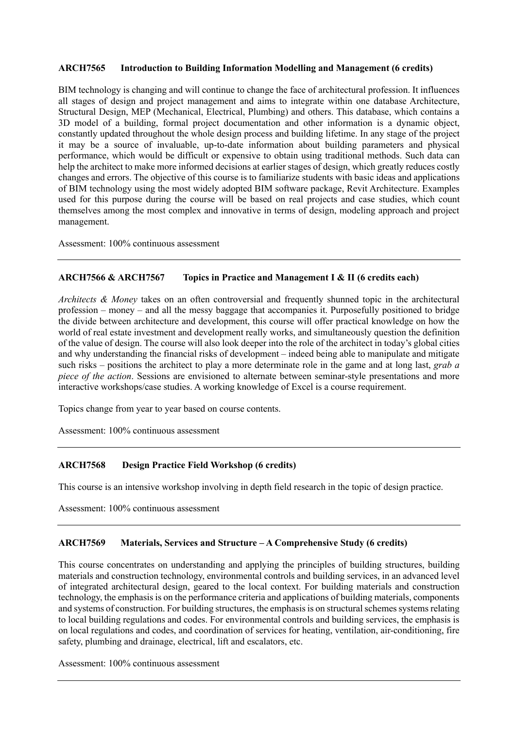### ARCH7565 Introduction to Building Information Modelling and Management (6 credits)

BIM technology is changing and will continue to change the face of architectural profession. It influences all stages of design and project management and aims to integrate within one database Architecture, Structural Design, MEP (Mechanical, Electrical, Plumbing) and others. This database, which contains a 3D model of a building, formal project documentation and other information is a dynamic object, constantly updated throughout the whole design process and building lifetime. In any stage of the project it may be a source of invaluable, up-to-date information about building parameters and physical performance, which would be difficult or expensive to obtain using traditional methods. Such data can help the architect to make more informed decisions at earlier stages of design, which greatly reduces costly changes and errors. The objective of this course is to familiarize students with basic ideas and applications of BIM technology using the most widely adopted BIM software package, Revit Architecture. Examples used for this purpose during the course will be based on real projects and case studies, which count themselves among the most complex and innovative in terms of design, modeling approach and project management.

Assessment: 100% continuous assessment

---

### ARCH7566 & ARCH7567 Topics in Practice and Management I & II (6 credits each)

*Architects & Money* takes on an often controversial and frequently shunned topic in the architectural profession – money – and all the messy baggage that accompanies it. Purposefully positioned to bridge the divide between architecture and development, this course will offer practical knowledge on how the world of real estate investment and development really works, and simultaneously question the definition of the value of design. The course will also look deeper into the role of the architect in today's global cities and why understanding the financial risks of development – indeed being able to manipulate and mitigate such risks – positions the architect to play a more determinate role in the game and at long last, *grab a piece of the action*. Sessions are envisioned to alternate between seminar-style presentations and more interactive workshops/case studies. A working knowledge of Excel is a course requirement.

Topics change from year to year based on course contents.

Assessment: 100% continuous assessment

---

### ARCH7568 Design Practice Field Workshop (6 credits)

This course is an intensive workshop involving in depth field research in the topic of design practice.

Assessment: 100% continuous assessment

---

### ARCH7569 Materials, Services and Structure – A Comprehensive Study (6 credits)

This course concentrates on understanding and applying the principles of building structures, building materials and construction technology, environmental controls and building services, in an advanced level of integrated architectural design, geared to the local context. For building materials and construction technology, the emphasis is on the performance criteria and applications of building materials, components and systems of construction. For building structures, the emphasis is on structural schemes systems relating to local building regulations and codes. For environmental controls and building services, the emphasis is on local regulations and codes, and coordination of services for heating, ventilation, air-conditioning, fire safety, plumbing and drainage, electrical, lift and escalators, etc.

Assessment: 100% continuous assessment

---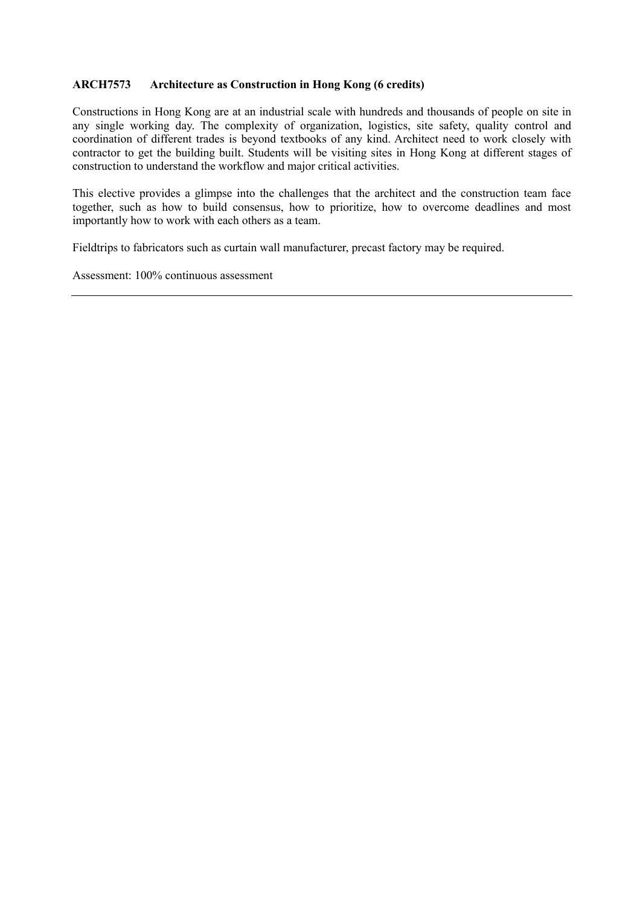**ARCH7573 Architecture as Construction in Hong Kong (6 credits)**

Constructions in Hong Kong are at an industrial scale with hundreds and thousands of people on site in any single working day. The complexity of organization, logistics, site safety, quality control and coordination of different trades is beyond textbooks of any kind. Architect need to work closely with contractor to get the building built. Students will be visiting sites in Hong Kong at different stages of construction to understand the workflow and major critical activities.

This elective provides a glimpse into the challenges that the architect and the construction team face together, such as how to build consensus, how to prioritize, how to overcome deadlines and most importantly how to work with each others as a team.

Fieldtrips to fabricators such as curtain wall manufacturer, precast factory may be required.

Assessment: 100% continuous assessment

---